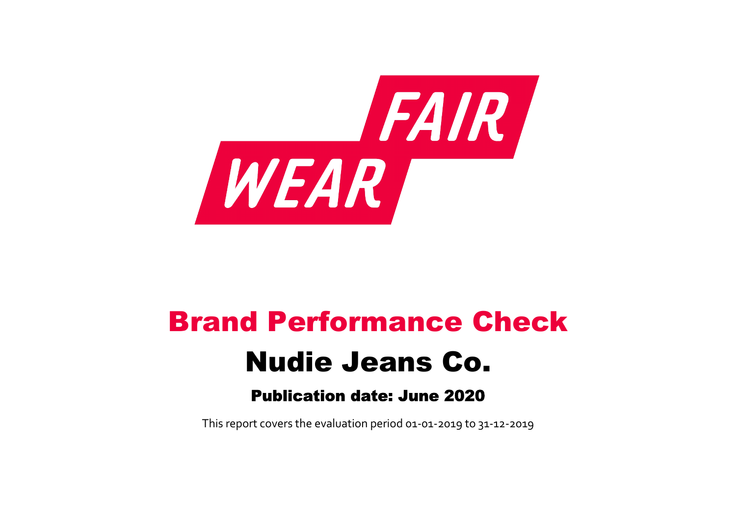FAIR WEAR

# Brand Performance Check

# Nudie Jeans Co.

### Publication date: June 2020

This report covers the evaluation period 01-01-2019 to 31-12-2019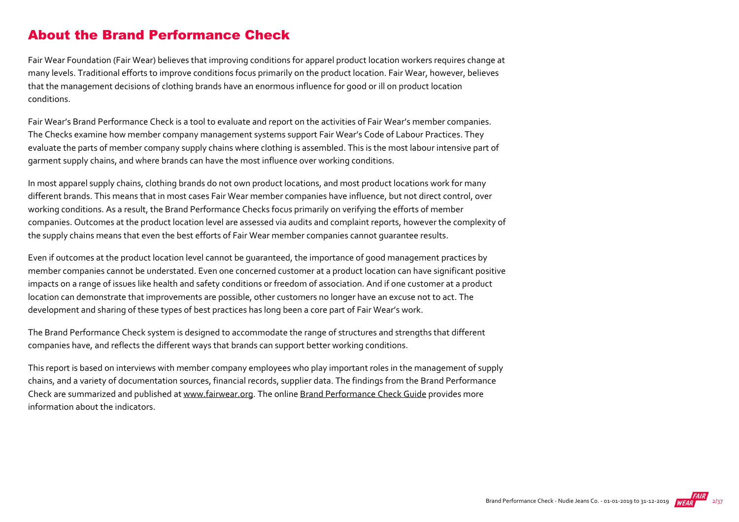## About the Brand Performance Check

Fair Wear Foundation (Fair Wear) believes that improving conditions for apparel product location workers requires change at many levels. Traditional efforts to improve conditions focus primarily on the product location. Fair Wear, however, believes that the management decisions of clothing brands have an enormous influence for good or ill on product location conditions.

Fair Wear's Brand Performance Check is a tool to evaluate and report on the activities of Fair Wear's member companies. The Checks examine how member company management systems support Fair Wear's Code of Labour Practices. They evaluate the parts of member company supply chains where clothing is assembled. This is the most labour intensive part of garment supply chains, and where brands can have the most influence over working conditions.

In most apparel supply chains, clothing brands do not own product locations, and most product locations work for many different brands. This means that in most cases Fair Wear member companies have influence, but not direct control, over working conditions. As a result, the Brand Performance Checks focus primarily on verifying the efforts of member companies. Outcomes at the product location level are assessed via audits and complaint reports, however the complexity of the supply chains means that even the best efforts of Fair Wear member companies cannot guarantee results.

Even if outcomes at the product location level cannot be guaranteed, the importance of good management practices by member companies cannot be understated. Even one concerned customer at a product location can have significant positive impacts on a range of issues like health and safety conditions or freedom of association. And if one customer at a product location can demonstrate that improvements are possible, other customers no longer have an excuse not to act. The development and sharing of these types of best practices has long been a core part of Fair Wear's work.

The Brand Performance Check system is designed to accommodate the range of structures and strengths that different companies have, and reflects the different ways that brands can support better working conditions.

This report is based on interviews with member company employees who play important roles in the management of supply chains, and a variety of documentation sources, financial records, supplier data. The findings from the Brand Performance Check are summarized and published at www.fairwear.org. The online Brand Performance Check Guide provides more information about the indicators.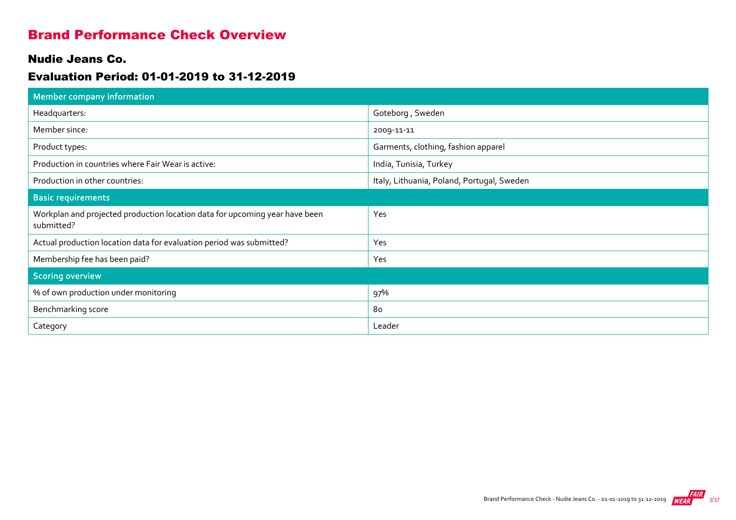# Brand Performance Check Overview

## Nudie Jeans Co.

## Evaluation Period: 01-01-2019 to 31-12-2019

| Member company information | |
|---|---|
| Headquarters: | Goteborg , Sweden |
| Member since: | 2009-11-11 |
| Product types: | Garments, clothing, fashion apparel |
| Production in countries where Fair Wear is active: | India, Tunisia, Turkey |
| Production in other countries: | Italy, Lithuania, Poland, Portugal, Sweden |
| **Basic requirements** | |
| Workplan and projected production location data for upcoming year have been submitted? | Yes |
| Actual production location data for evaluation period was submitted? | Yes |
| Membership fee has been paid? | Yes |
| **Scoring overview** | |
| % of own production under monitoring | 97% |
| Benchmarking score | 80 |
| Category | Leader |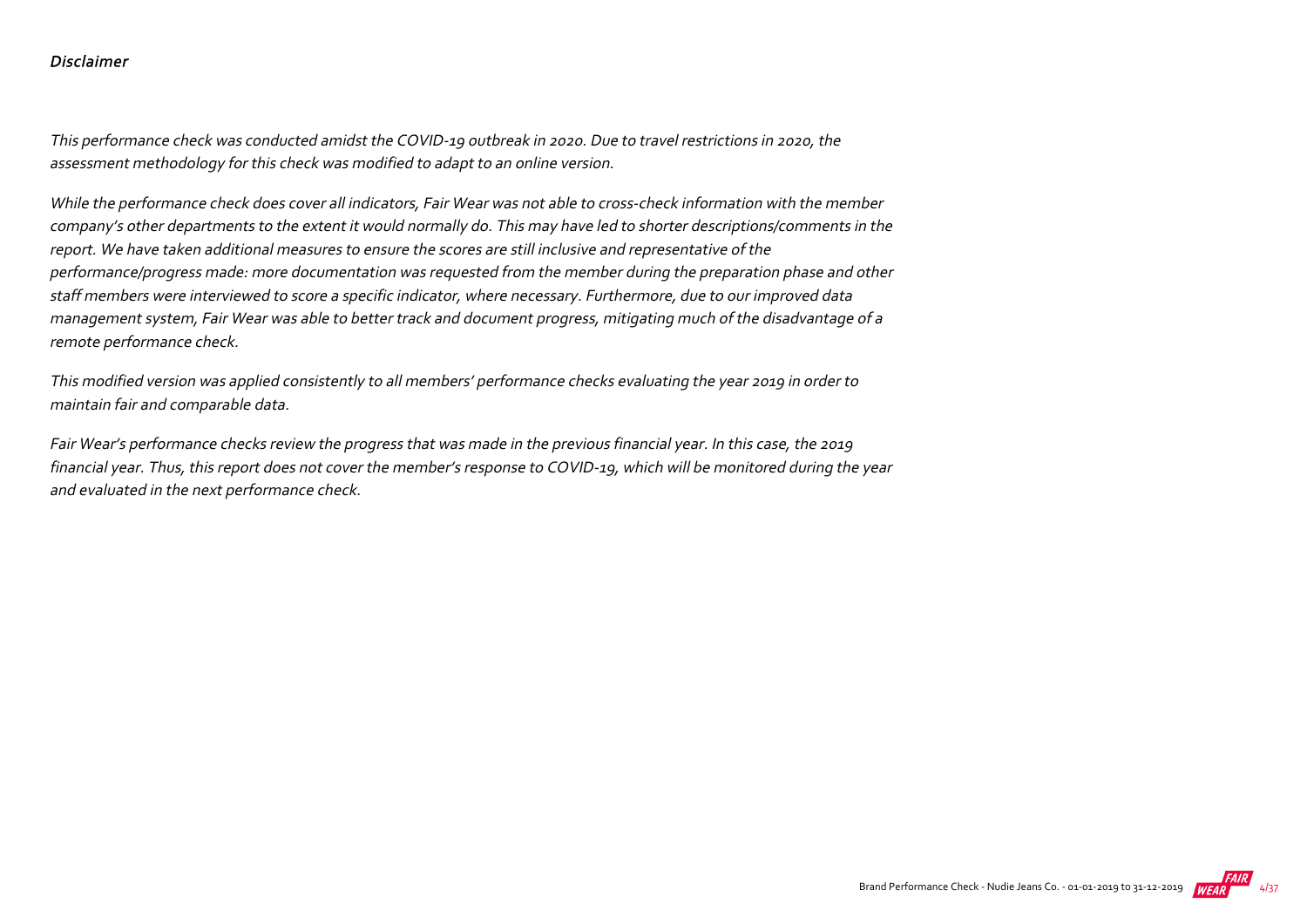*Disclaimer*

*This performance check was conducted amidst the COVID-19 outbreak in 2020. Due to travel restrictions in 2020, the assessment methodology for this check was modified to adapt to an online version.*

*While the performance check does cover all indicators, Fair Wear was not able to cross-check information with the member company's other departments to the extent it would normally do. This may have led to shorter descriptions/comments in the report. We have taken additional measures to ensure the scores are still inclusive and representative of the performance/progress made: more documentation was requested from the member during the preparation phase and other staff members were interviewed to score a specific indicator, where necessary. Furthermore, due to our improved data management system, Fair Wear was able to better track and document progress, mitigating much of the disadvantage of a remote performance check.*

*This modified version was applied consistently to all members' performance checks evaluating the year 2019 in order to maintain fair and comparable data.*

*Fair Wear's performance checks review the progress that was made in the previous financial year. In this case, the 2019 financial year. Thus, this report does not cover the member's response to COVID-19, which will be monitored during the year and evaluated in the next performance check.*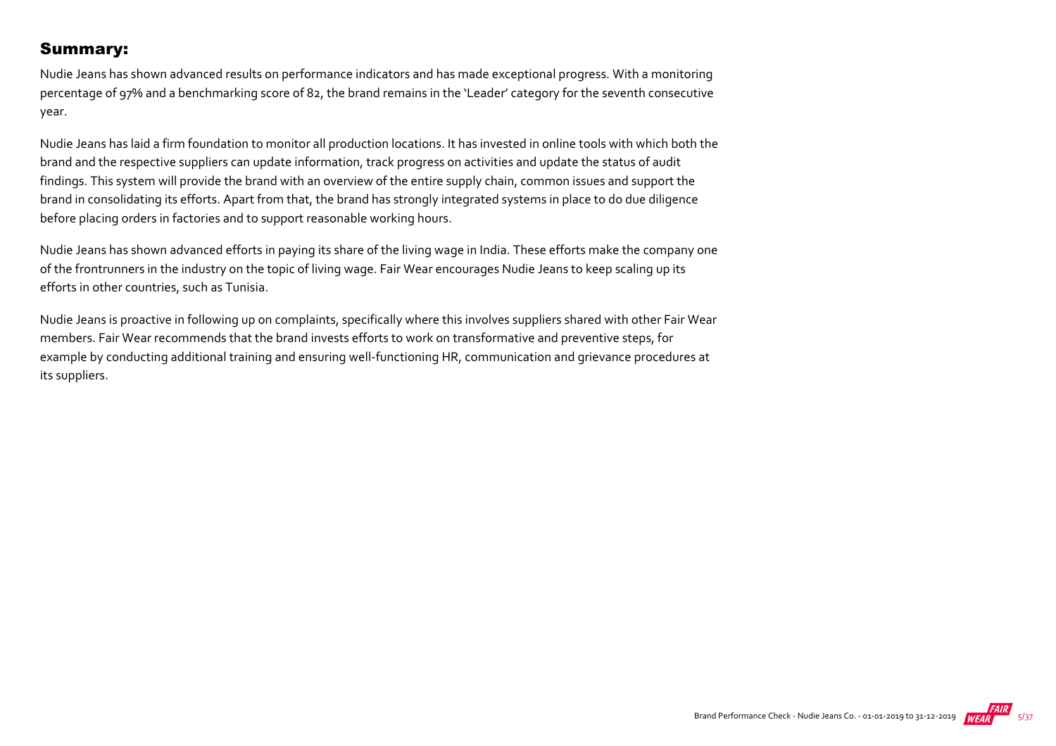## Summary:

Nudie Jeans has shown advanced results on performance indicators and has made exceptional progress. With a monitoring percentage of 97% and a benchmarking score of 82, the brand remains in the 'Leader' category for the seventh consecutive year.

Nudie Jeans has laid a firm foundation to monitor all production locations. It has invested in online tools with which both the brand and the respective suppliers can update information, track progress on activities and update the status of audit findings. This system will provide the brand with an overview of the entire supply chain, common issues and support the brand in consolidating its efforts. Apart from that, the brand has strongly integrated systems in place to do due diligence before placing orders in factories and to support reasonable working hours.

Nudie Jeans has shown advanced efforts in paying its share of the living wage in India. These efforts make the company one of the frontrunners in the industry on the topic of living wage. Fair Wear encourages Nudie Jeans to keep scaling up its efforts in other countries, such as Tunisia.

Nudie Jeans is proactive in following up on complaints, specifically where this involves suppliers shared with other Fair Wear members. Fair Wear recommends that the brand invests efforts to work on transformative and preventive steps, for example by conducting additional training and ensuring well-functioning HR, communication and grievance procedures at its suppliers.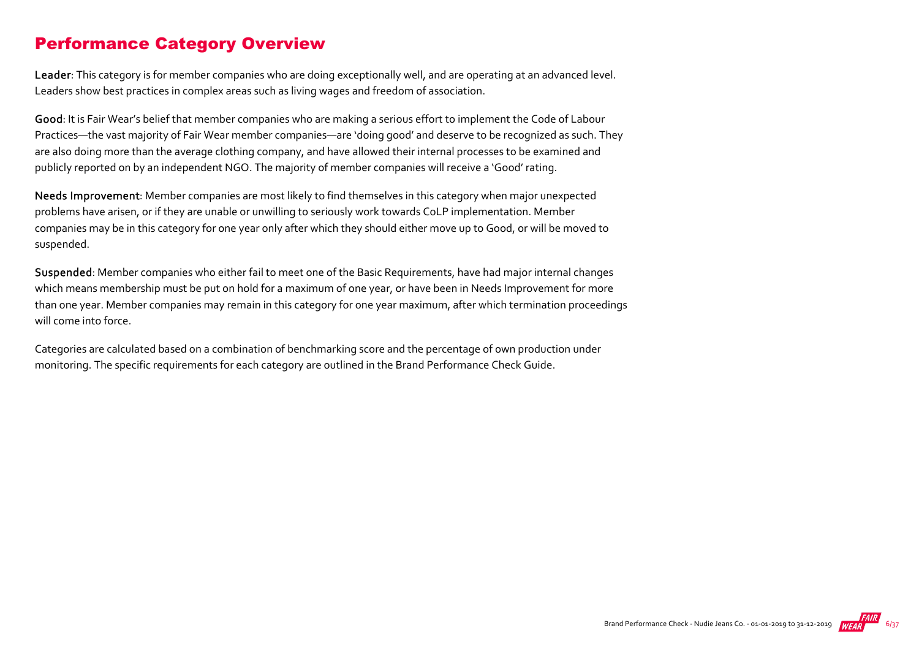## Performance Category Overview

**Leader**: This category is for member companies who are doing exceptionally well, and are operating at an advanced level. Leaders show best practices in complex areas such as living wages and freedom of association.

**Good**: It is Fair Wear's belief that member companies who are making a serious effort to implement the Code of Labour Practices—the vast majority of Fair Wear member companies—are 'doing good' and deserve to be recognized as such. They are also doing more than the average clothing company, and have allowed their internal processes to be examined and publicly reported on by an independent NGO. The majority of member companies will receive a 'Good' rating.

**Needs Improvement**: Member companies are most likely to find themselves in this category when major unexpected problems have arisen, or if they are unable or unwilling to seriously work towards CoLP implementation. Member companies may be in this category for one year only after which they should either move up to Good, or will be moved to suspended.

**Suspended**: Member companies who either fail to meet one of the Basic Requirements, have had major internal changes which means membership must be put on hold for a maximum of one year, or have been in Needs Improvement for more than one year. Member companies may remain in this category for one year maximum, after which termination proceedings will come into force.

Categories are calculated based on a combination of benchmarking score and the percentage of own production under monitoring. The specific requirements for each category are outlined in the Brand Performance Check Guide.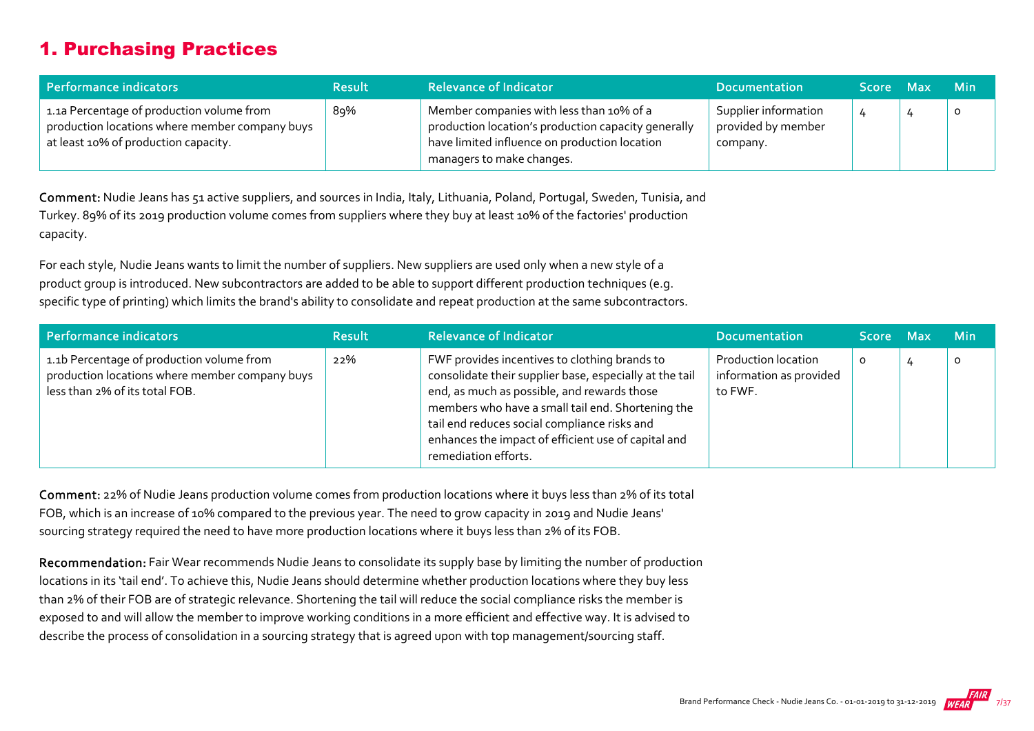## 1. Purchasing Practices

| Performance indicators | Result | Relevance of Indicator | Documentation | Score | Max | Min |
|---|---|---|---|---|---|---|
| 1.1a Percentage of production volume from production locations where member company buys at least 10% of production capacity. | 89% | Member companies with less than 10% of a production location's production capacity generally have limited influence on production location managers to make changes. | Supplier information provided by member company. | 4 | 4 | 0 |

**Comment:** Nudie Jeans has 51 active suppliers, and sources in India, Italy, Lithuania, Poland, Portugal, Sweden, Tunisia, and Turkey. 89% of its 2019 production volume comes from suppliers where they buy at least 10% of the factories' production capacity.

For each style, Nudie Jeans wants to limit the number of suppliers. New suppliers are used only when a new style of a product group is introduced. New subcontractors are added to be able to support different production techniques (e.g. specific type of printing) which limits the brand's ability to consolidate and repeat production at the same subcontractors.

| Performance indicators | Result | Relevance of Indicator | Documentation | Score | Max | Min |
|---|---|---|---|---|---|---|
| 1.1b Percentage of production volume from production locations where member company buys less than 2% of its total FOB. | 22% | FWF provides incentives to clothing brands to consolidate their supplier base, especially at the tail end, as much as possible, and rewards those members who have a small tail end. Shortening the tail end reduces social compliance risks and enhances the impact of efficient use of capital and remediation efforts. | Production location information as provided to FWF. | 0 | 4 | 0 |

**Comment:** 22% of Nudie Jeans production volume comes from production locations where it buys less than 2% of its total FOB, which is an increase of 10% compared to the previous year. The need to grow capacity in 2019 and Nudie Jeans' sourcing strategy required the need to have more production locations where it buys less than 2% of its FOB.

**Recommendation:** Fair Wear recommends Nudie Jeans to consolidate its supply base by limiting the number of production locations in its 'tail end'. To achieve this, Nudie Jeans should determine whether production locations where they buy less than 2% of their FOB are of strategic relevance. Shortening the tail will reduce the social compliance risks the member is exposed to and will allow the member to improve working conditions in a more efficient and effective way. It is advised to describe the process of consolidation in a sourcing strategy that is agreed upon with top management/sourcing staff.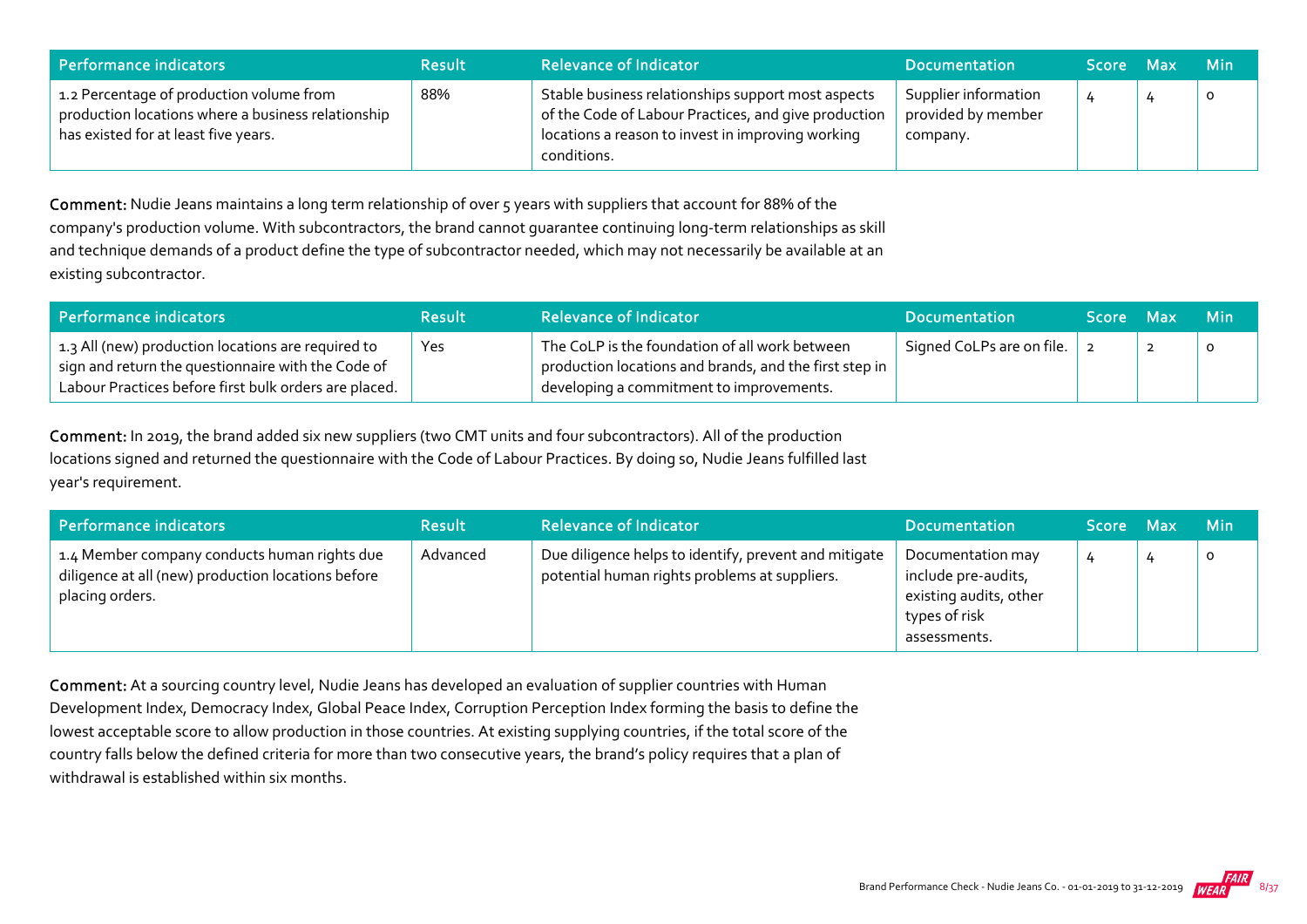| Performance indicators | Result | Relevance of Indicator | Documentation | Score | Max | Min |
|---|---|---|---|---|---|---|
| 1.2 Percentage of production volume from production locations where a business relationship has existed for at least five years. | 88% | Stable business relationships support most aspects of the Code of Labour Practices, and give production locations a reason to invest in improving working conditions. | Supplier information provided by member company. | 4 | 4 | 0 |

**Comment:** Nudie Jeans maintains a long term relationship of over 5 years with suppliers that account for 88% of the company's production volume. With subcontractors, the brand cannot guarantee continuing long-term relationships as skill and technique demands of a product define the type of subcontractor needed, which may not necessarily be available at an existing subcontractor.

| Performance indicators | Result | Relevance of Indicator | Documentation | Score | Max | Min |
|---|---|---|---|---|---|---|
| 1.3 All (new) production locations are required to sign and return the questionnaire with the Code of Labour Practices before first bulk orders are placed. | Yes | The CoLP is the foundation of all work between production locations and brands, and the first step in developing a commitment to improvements. | Signed CoLPs are on file. | 2 | 2 | 0 |

**Comment:** In 2019, the brand added six new suppliers (two CMT units and four subcontractors). All of the production locations signed and returned the questionnaire with the Code of Labour Practices. By doing so, Nudie Jeans fulfilled last year's requirement.

| Performance indicators | Result | Relevance of Indicator | Documentation | Score | Max | Min |
|---|---|---|---|---|---|---|
| 1.4 Member company conducts human rights due diligence at all (new) production locations before placing orders. | Advanced | Due diligence helps to identify, prevent and mitigate potential human rights problems at suppliers. | Documentation may include pre-audits, existing audits, other types of risk assessments. | 4 | 4 | 0 |

**Comment:** At a sourcing country level, Nudie Jeans has developed an evaluation of supplier countries with Human Development Index, Democracy Index, Global Peace Index, Corruption Perception Index forming the basis to define the lowest acceptable score to allow production in those countries. At existing supplying countries, if the total score of the country falls below the defined criteria for more than two consecutive years, the brand's policy requires that a plan of withdrawal is established within six months.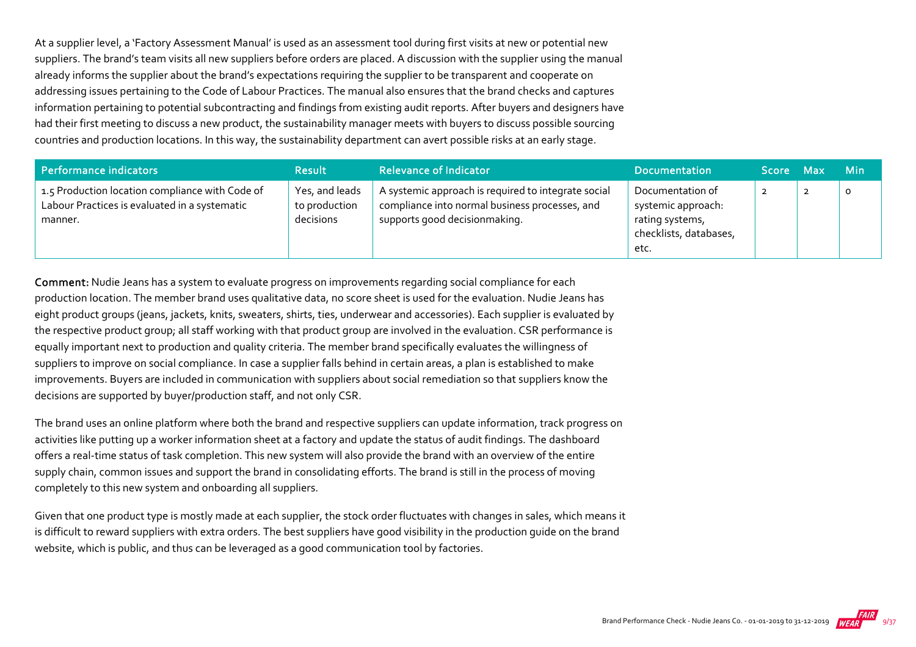At a supplier level, a 'Factory Assessment Manual' is used as an assessment tool during first visits at new or potential new suppliers. The brand's team visits all new suppliers before orders are placed. A discussion with the supplier using the manual already informs the supplier about the brand's expectations requiring the supplier to be transparent and cooperate on addressing issues pertaining to the Code of Labour Practices. The manual also ensures that the brand checks and captures information pertaining to potential subcontracting and findings from existing audit reports. After buyers and designers have had their first meeting to discuss a new product, the sustainability manager meets with buyers to discuss possible sourcing countries and production locations. In this way, the sustainability department can avert possible risks at an early stage.

| Performance indicators | Result | Relevance of Indicator | Documentation | Score | Max | Min |
|---|---|---|---|---|---|---|
| 1.5 Production location compliance with Code of Labour Practices is evaluated in a systematic manner. | Yes, and leads to production decisions | A systemic approach is required to integrate social compliance into normal business processes, and supports good decisionmaking. | Documentation of systemic approach: rating systems, checklists, databases, etc. | 2 | 2 | 0 |

**Comment:** Nudie Jeans has a system to evaluate progress on improvements regarding social compliance for each production location. The member brand uses qualitative data, no score sheet is used for the evaluation. Nudie Jeans has eight product groups (jeans, jackets, knits, sweaters, shirts, ties, underwear and accessories). Each supplier is evaluated by the respective product group; all staff working with that product group are involved in the evaluation. CSR performance is equally important next to production and quality criteria. The member brand specifically evaluates the willingness of suppliers to improve on social compliance. In case a supplier falls behind in certain areas, a plan is established to make improvements. Buyers are included in communication with suppliers about social remediation so that suppliers know the decisions are supported by buyer/production staff, and not only CSR.

The brand uses an online platform where both the brand and respective suppliers can update information, track progress on activities like putting up a worker information sheet at a factory and update the status of audit findings. The dashboard offers a real-time status of task completion. This new system will also provide the brand with an overview of the entire supply chain, common issues and support the brand in consolidating efforts. The brand is still in the process of moving completely to this new system and onboarding all suppliers.

Given that one product type is mostly made at each supplier, the stock order fluctuates with changes in sales, which means it is difficult to reward suppliers with extra orders. The best suppliers have good visibility in the production guide on the brand website, which is public, and thus can be leveraged as a good communication tool by factories.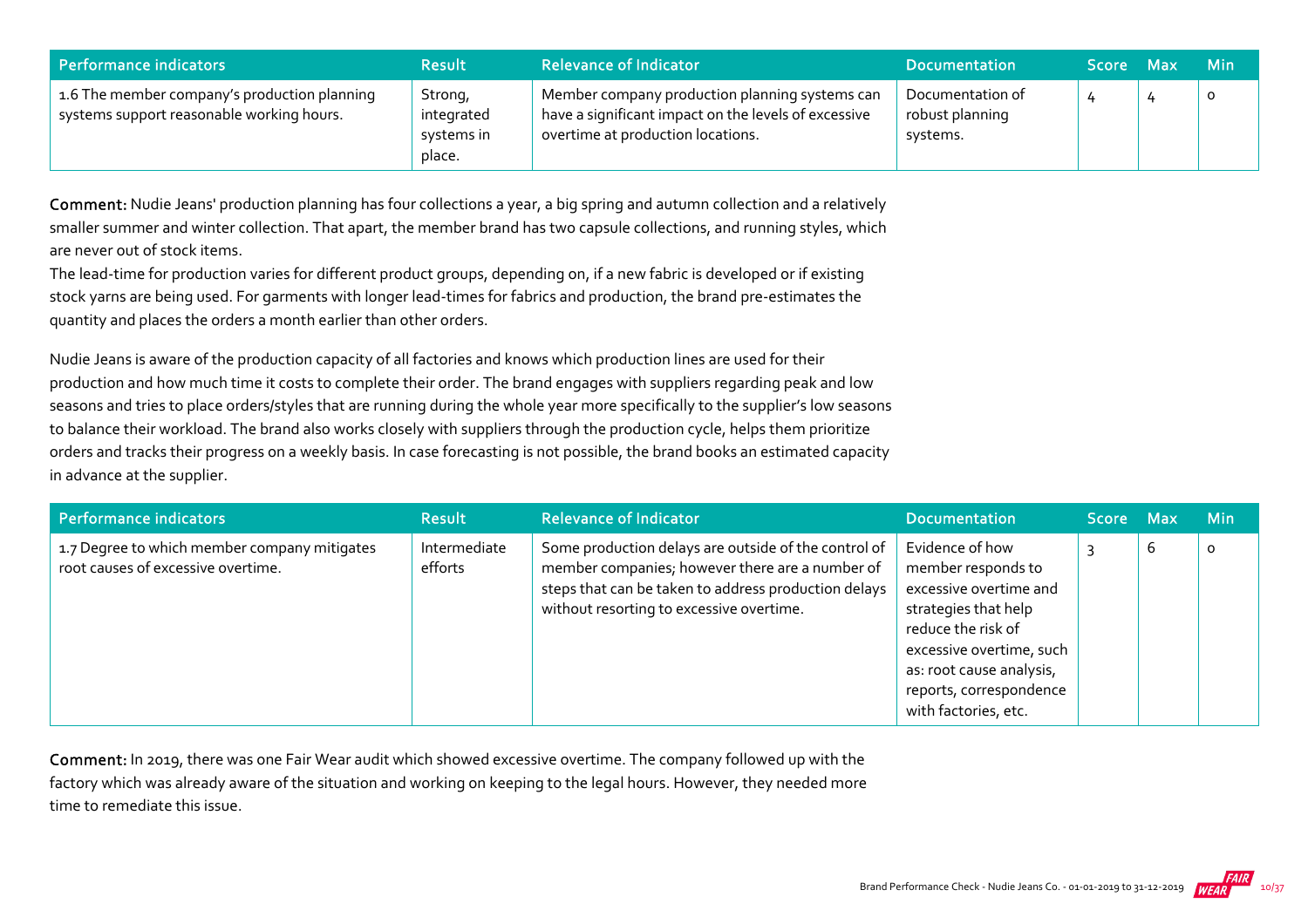| Performance indicators | Result | Relevance of Indicator | Documentation | Score | Max | Min |
|---|---|---|---|---|---|---|
| 1.6 The member company's production planning systems support reasonable working hours. | Strong, integrated systems in place. | Member company production planning systems can have a significant impact on the levels of excessive overtime at production locations. | Documentation of robust planning systems. | 4 | 4 | 0 |

**Comment:** Nudie Jeans' production planning has four collections a year, a big spring and autumn collection and a relatively smaller summer and winter collection. That apart, the member brand has two capsule collections, and running styles, which are never out of stock items.
The lead-time for production varies for different product groups, depending on, if a new fabric is developed or if existing stock yarns are being used. For garments with longer lead-times for fabrics and production, the brand pre-estimates the quantity and places the orders a month earlier than other orders.

Nudie Jeans is aware of the production capacity of all factories and knows which production lines are used for their production and how much time it costs to complete their order. The brand engages with suppliers regarding peak and low seasons and tries to place orders/styles that are running during the whole year more specifically to the supplier's low seasons to balance their workload. The brand also works closely with suppliers through the production cycle, helps them prioritize orders and tracks their progress on a weekly basis. In case forecasting is not possible, the brand books an estimated capacity in advance at the supplier.

| Performance indicators | Result | Relevance of Indicator | Documentation | Score | Max | Min |
|---|---|---|---|---|---|---|
| 1.7 Degree to which member company mitigates root causes of excessive overtime. | Intermediate efforts | Some production delays are outside of the control of member companies; however there are a number of steps that can be taken to address production delays without resorting to excessive overtime. | Evidence of how member responds to excessive overtime and strategies that help reduce the risk of excessive overtime, such as: root cause analysis, reports, correspondence with factories, etc. | 3 | 6 | 0 |

**Comment:** In 2019, there was one Fair Wear audit which showed excessive overtime. The company followed up with the factory which was already aware of the situation and working on keeping to the legal hours. However, they needed more time to remediate this issue.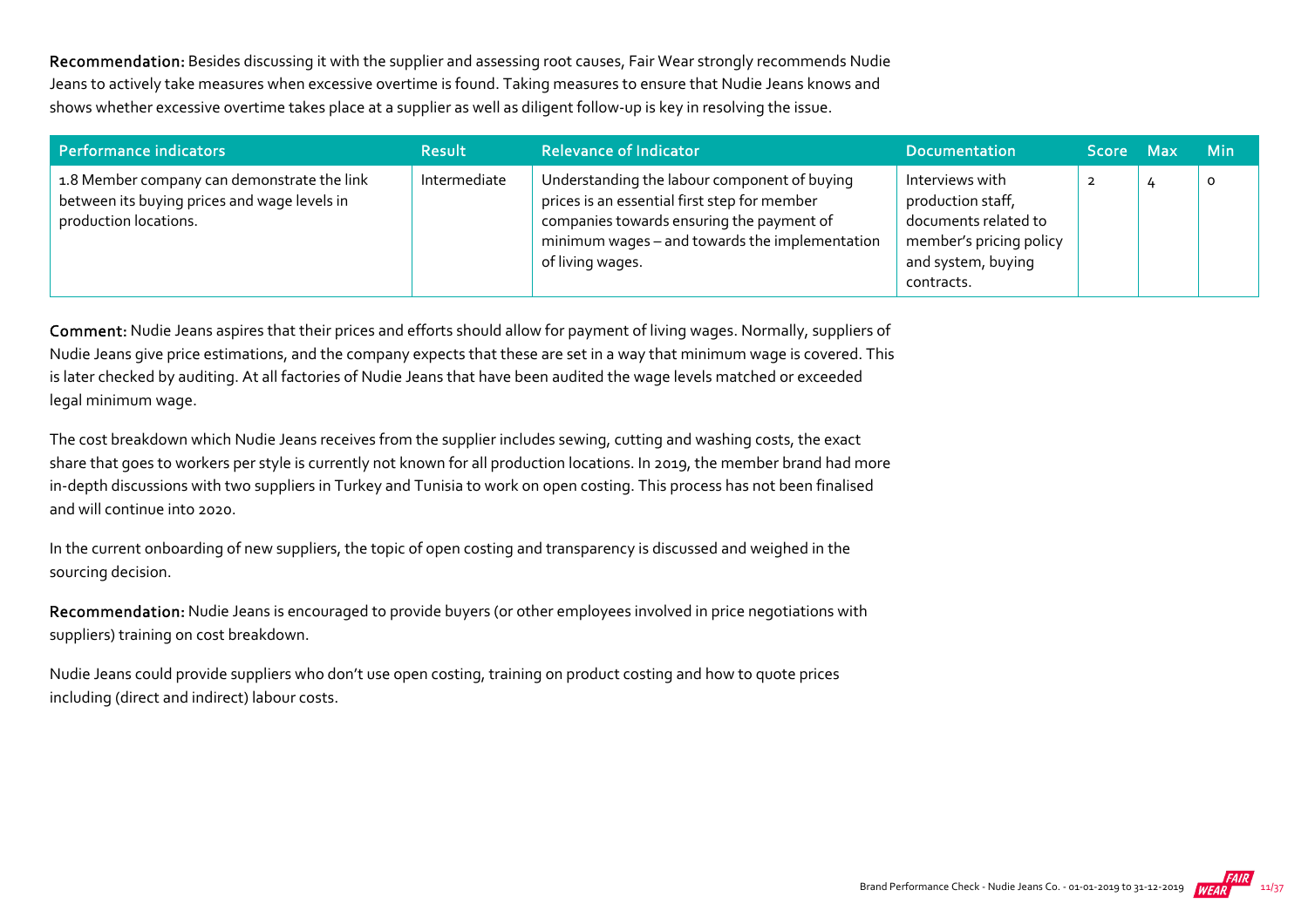**Recommendation:** Besides discussing it with the supplier and assessing root causes, Fair Wear strongly recommends Nudie Jeans to actively take measures when excessive overtime is found. Taking measures to ensure that Nudie Jeans knows and shows whether excessive overtime takes place at a supplier as well as diligent follow-up is key in resolving the issue.

| Performance indicators | Result | Relevance of Indicator | Documentation | Score | Max | Min |
| --- | --- | --- | --- | --- | --- | --- |
| 1.8 Member company can demonstrate the link between its buying prices and wage levels in production locations. | Intermediate | Understanding the labour component of buying prices is an essential first step for member companies towards ensuring the payment of minimum wages – and towards the implementation of living wages. | Interviews with production staff, documents related to member's pricing policy and system, buying contracts. | 2 | 4 | 0 |

**Comment:** Nudie Jeans aspires that their prices and efforts should allow for payment of living wages. Normally, suppliers of Nudie Jeans give price estimations, and the company expects that these are set in a way that minimum wage is covered. This is later checked by auditing. At all factories of Nudie Jeans that have been audited the wage levels matched or exceeded legal minimum wage.

The cost breakdown which Nudie Jeans receives from the supplier includes sewing, cutting and washing costs, the exact share that goes to workers per style is currently not known for all production locations. In 2019, the member brand had more in-depth discussions with two suppliers in Turkey and Tunisia to work on open costing. This process has not been finalised and will continue into 2020.

In the current onboarding of new suppliers, the topic of open costing and transparency is discussed and weighed in the sourcing decision.

**Recommendation:** Nudie Jeans is encouraged to provide buyers (or other employees involved in price negotiations with suppliers) training on cost breakdown.

Nudie Jeans could provide suppliers who don't use open costing, training on product costing and how to quote prices including (direct and indirect) labour costs.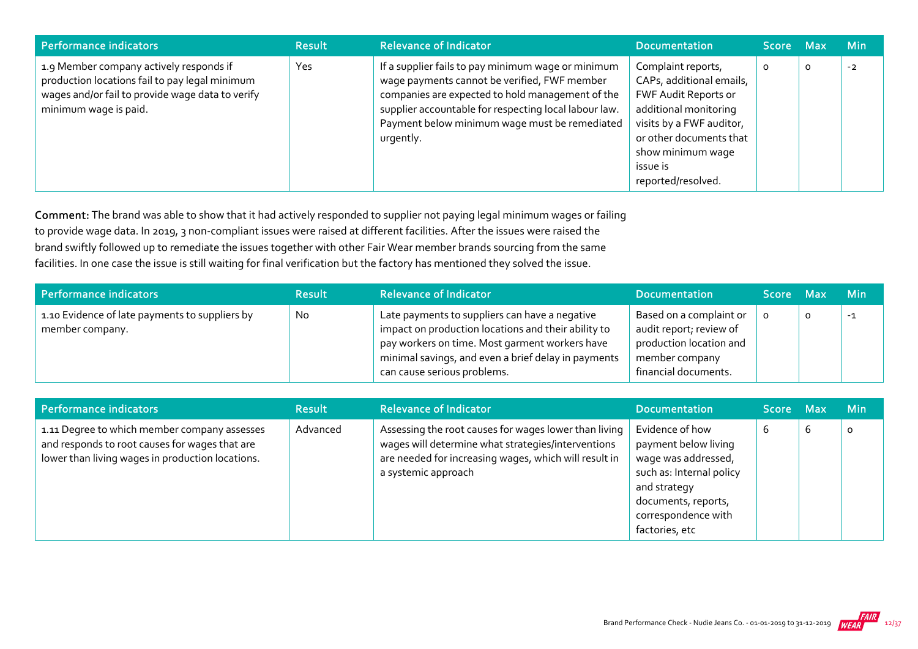| Performance indicators | Result | Relevance of Indicator | Documentation | Score | Max | Min |
|---|---|---|---|---|---|---|
| 1.9 Member company actively responds if production locations fail to pay legal minimum wages and/or fail to provide wage data to verify minimum wage is paid. | Yes | If a supplier fails to pay minimum wage or minimum wage payments cannot be verified, FWF member companies are expected to hold management of the supplier accountable for respecting local labour law. Payment below minimum wage must be remediated urgently. | Complaint reports, CAPs, additional emails, FWF Audit Reports or additional monitoring visits by a FWF auditor, or other documents that show minimum wage issue is reported/resolved. | 0 | 0 | -2 |

**Comment:** The brand was able to show that it had actively responded to supplier not paying legal minimum wages or failing to provide wage data. In 2019, 3 non-compliant issues were raised at different facilities. After the issues were raised the brand swiftly followed up to remediate the issues together with other Fair Wear member brands sourcing from the same facilities. In one case the issue is still waiting for final verification but the factory has mentioned they solved the issue.

| Performance indicators | Result | Relevance of Indicator | Documentation | Score | Max | Min |
|---|---|---|---|---|---|---|
| 1.10 Evidence of late payments to suppliers by member company. | No | Late payments to suppliers can have a negative impact on production locations and their ability to pay workers on time. Most garment workers have minimal savings, and even a brief delay in payments can cause serious problems. | Based on a complaint or audit report; review of production location and member company financial documents. | 0 | 0 | -1 |

| Performance indicators | Result | Relevance of Indicator | Documentation | Score | Max | Min |
|---|---|---|---|---|---|---|
| 1.11 Degree to which member company assesses and responds to root causes for wages that are lower than living wages in production locations. | Advanced | Assessing the root causes for wages lower than living wages will determine what strategies/interventions are needed for increasing wages, which will result in a systemic approach | Evidence of how payment below living wage was addressed, such as: Internal policy and strategy documents, reports, correspondence with factories, etc | 6 | 6 | 0 |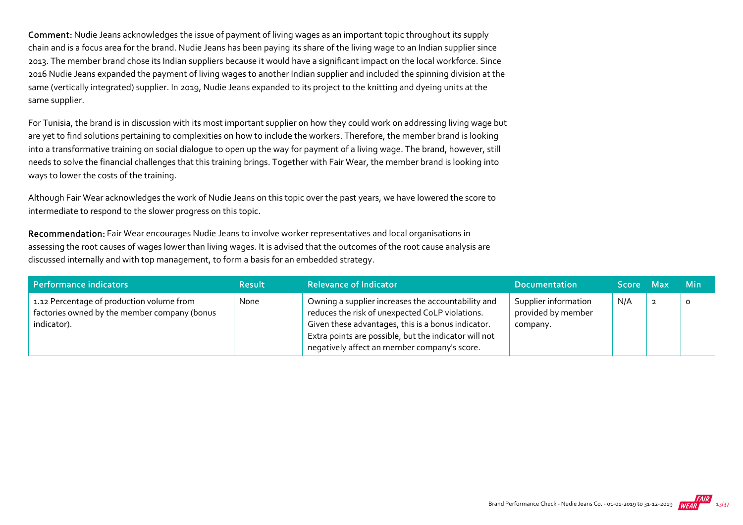**Comment:** Nudie Jeans acknowledges the issue of payment of living wages as an important topic throughout its supply chain and is a focus area for the brand. Nudie Jeans has been paying its share of the living wage to an Indian supplier since 2013. The member brand chose its Indian suppliers because it would have a significant impact on the local workforce. Since 2016 Nudie Jeans expanded the payment of living wages to another Indian supplier and included the spinning division at the same (vertically integrated) supplier. In 2019, Nudie Jeans expanded to its project to the knitting and dyeing units at the same supplier.

For Tunisia, the brand is in discussion with its most important supplier on how they could work on addressing living wage but are yet to find solutions pertaining to complexities on how to include the workers. Therefore, the member brand is looking into a transformative training on social dialogue to open up the way for payment of a living wage. The brand, however, still needs to solve the financial challenges that this training brings. Together with Fair Wear, the member brand is looking into ways to lower the costs of the training.

Although Fair Wear acknowledges the work of Nudie Jeans on this topic over the past years, we have lowered the score to intermediate to respond to the slower progress on this topic.

**Recommendation:** Fair Wear encourages Nudie Jeans to involve worker representatives and local organisations in assessing the root causes of wages lower than living wages. It is advised that the outcomes of the root cause analysis are discussed internally and with top management, to form a basis for an embedded strategy.

| Performance indicators | Result | Relevance of Indicator | Documentation | Score | Max | Min |
|---|---|---|---|---|---|---|
| 1.12 Percentage of production volume from factories owned by the member company (bonus indicator). | None | Owning a supplier increases the accountability and reduces the risk of unexpected CoLP violations. Given these advantages, this is a bonus indicator. Extra points are possible, but the indicator will not negatively affect an member company's score. | Supplier information provided by member company. | N/A | 2 | 0 |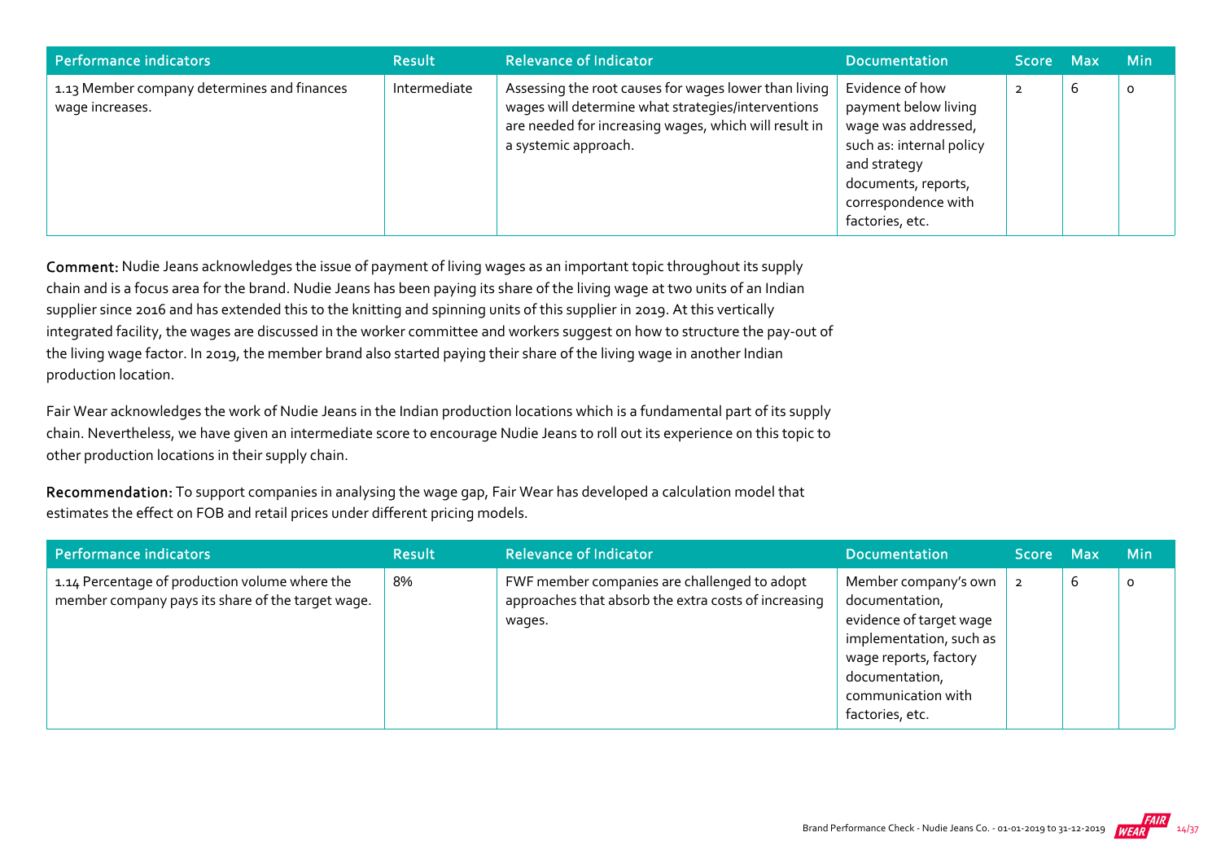| Performance indicators | Result | Relevance of Indicator | Documentation | Score | Max | Min |
| --- | --- | --- | --- | --- | --- | --- |
| 1.13 Member company determines and finances wage increases. | Intermediate | Assessing the root causes for wages lower than living wages will determine what strategies/interventions are needed for increasing wages, which will result in a systemic approach. | Evidence of how payment below living wage was addressed, such as: internal policy and strategy documents, reports, correspondence with factories, etc. | 2 | 6 | 0 |

**Comment:** Nudie Jeans acknowledges the issue of payment of living wages as an important topic throughout its supply chain and is a focus area for the brand. Nudie Jeans has been paying its share of the living wage at two units of an Indian supplier since 2016 and has extended this to the knitting and spinning units of this supplier in 2019. At this vertically integrated facility, the wages are discussed in the worker committee and workers suggest on how to structure the pay-out of the living wage factor. In 2019, the member brand also started paying their share of the living wage in another Indian production location.

Fair Wear acknowledges the work of Nudie Jeans in the Indian production locations which is a fundamental part of its supply chain. Nevertheless, we have given an intermediate score to encourage Nudie Jeans to roll out its experience on this topic to other production locations in their supply chain.

**Recommendation:** To support companies in analysing the wage gap, Fair Wear has developed a calculation model that estimates the effect on FOB and retail prices under different pricing models.

| Performance indicators | Result | Relevance of Indicator | Documentation | Score | Max | Min |
| --- | --- | --- | --- | --- | --- | --- |
| 1.14 Percentage of production volume where the member company pays its share of the target wage. | 8% | FWF member companies are challenged to adopt approaches that absorb the extra costs of increasing wages. | Member company's own documentation, evidence of target wage implementation, such as wage reports, factory documentation, communication with factories, etc. | 2 | 6 | 0 |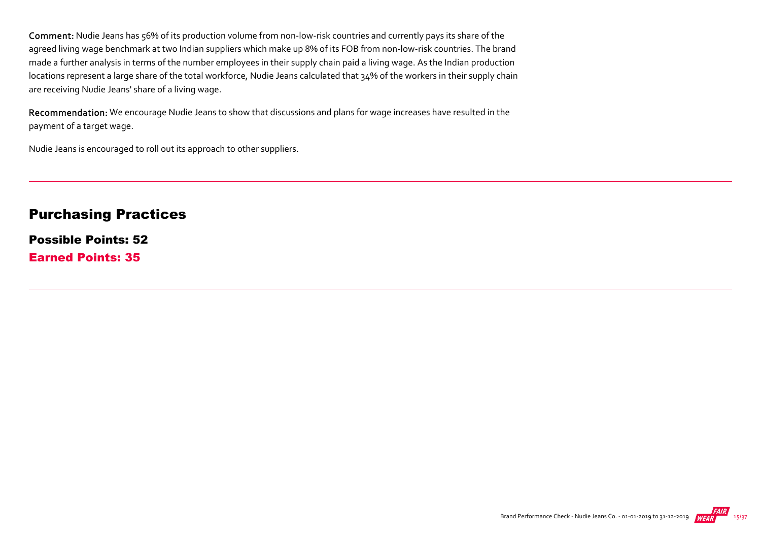**Comment:** Nudie Jeans has 56% of its production volume from non-low-risk countries and currently pays its share of the agreed living wage benchmark at two Indian suppliers which make up 8% of its FOB from non-low-risk countries. The brand made a further analysis in terms of the number employees in their supply chain paid a living wage. As the Indian production locations represent a large share of the total workforce, Nudie Jeans calculated that 34% of the workers in their supply chain are receiving Nudie Jeans' share of a living wage.

**Recommendation:** We encourage Nudie Jeans to show that discussions and plans for wage increases have resulted in the payment of a target wage.

Nudie Jeans is encouraged to roll out its approach to other suppliers.

---

## Purchasing Practices

**Possible Points: 52**

**Earned Points: 35**

---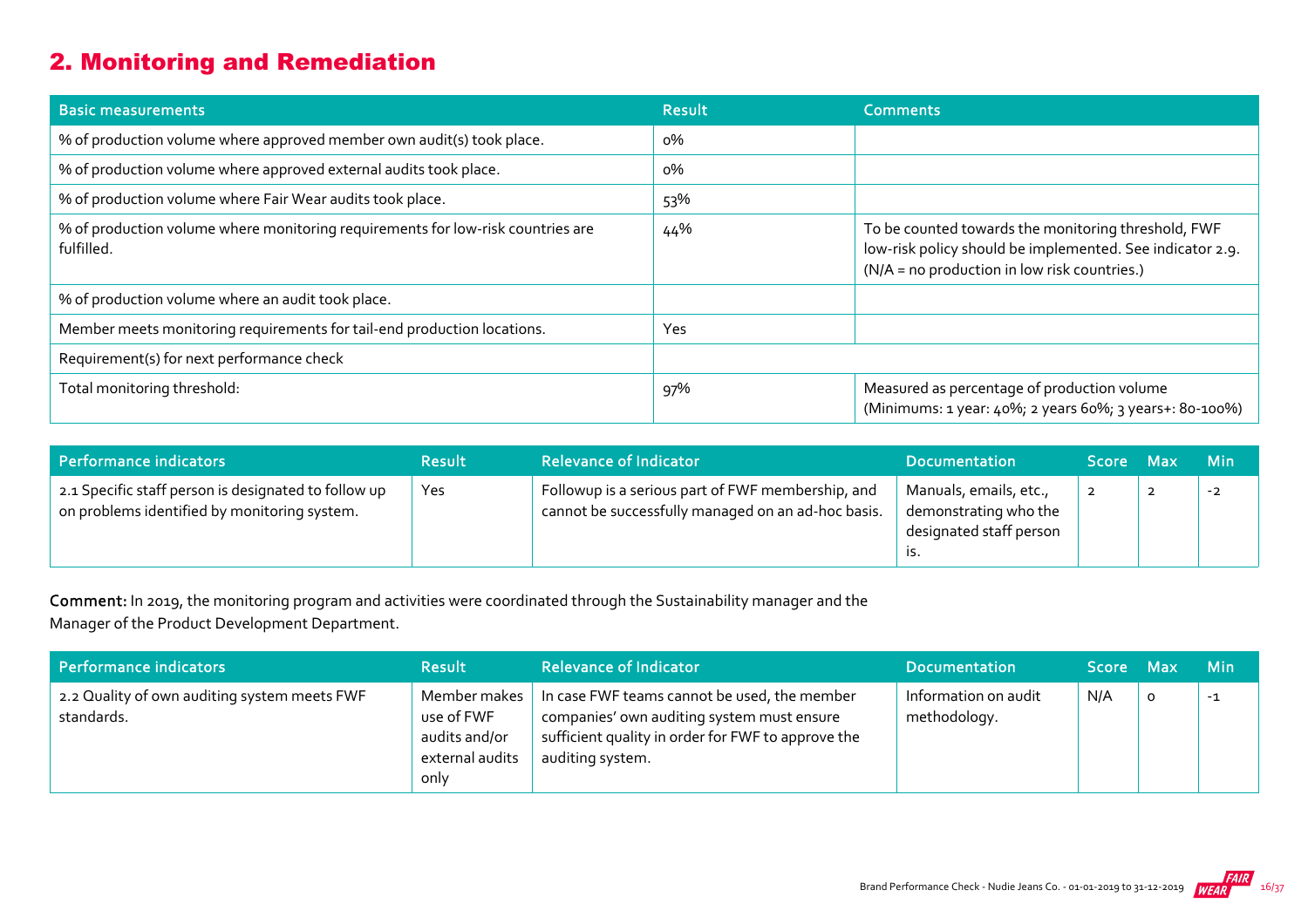## 2. Monitoring and Remediation

| Basic measurements | Result | Comments |
|---|---|---|
| % of production volume where approved member own audit(s) took place. | 0% | |
| % of production volume where approved external audits took place. | 0% | |
| % of production volume where Fair Wear audits took place. | 53% | |
| % of production volume where monitoring requirements for low-risk countries are fulfilled. | 44% | To be counted towards the monitoring threshold, FWF low-risk policy should be implemented. See indicator 2.9. (N/A = no production in low risk countries.) |
| % of production volume where an audit took place. | | |
| Member meets monitoring requirements for tail-end production locations. | Yes | |
| Requirement(s) for next performance check | | |
| Total monitoring threshold: | 97% | Measured as percentage of production volume (Minimums: 1 year: 40%; 2 years 60%; 3 years+: 80-100%) |

| Performance indicators | Result | Relevance of Indicator | Documentation | Score | Max | Min |
|---|---|---|---|---|---|---|
| 2.1 Specific staff person is designated to follow up on problems identified by monitoring system. | Yes | Followup is a serious part of FWF membership, and cannot be successfully managed on an ad-hoc basis. | Manuals, emails, etc., demonstrating who the designated staff person is. | 2 | 2 | -2 |

**Comment:** In 2019, the monitoring program and activities were coordinated through the Sustainability manager and the Manager of the Product Development Department.

| Performance indicators | Result | Relevance of Indicator | Documentation | Score | Max | Min |
|---|---|---|---|---|---|---|
| 2.2 Quality of own auditing system meets FWF standards. | Member makes use of FWF audits and/or external audits only | In case FWF teams cannot be used, the member companies' own auditing system must ensure sufficient quality in order for FWF to approve the auditing system. | Information on audit methodology. | N/A | 0 | -1 |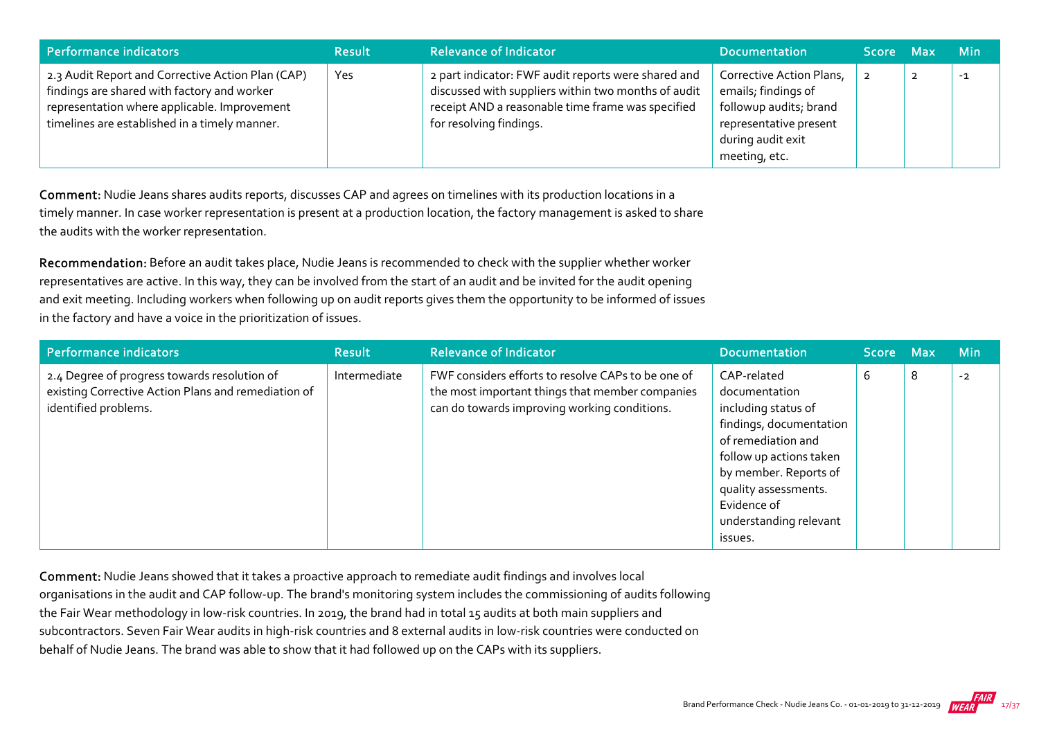| Performance indicators | Result | Relevance of Indicator | Documentation | Score | Max | Min |
|---|---|---|---|---|---|---|
| 2.3 Audit Report and Corrective Action Plan (CAP) findings are shared with factory and worker representation where applicable. Improvement timelines are established in a timely manner. | Yes | 2 part indicator: FWF audit reports were shared and discussed with suppliers within two months of audit receipt AND a reasonable time frame was specified for resolving findings. | Corrective Action Plans, emails; findings of followup audits; brand representative present during audit exit meeting, etc. | 2 | 2 | -1 |

**Comment:** Nudie Jeans shares audits reports, discusses CAP and agrees on timelines with its production locations in a timely manner. In case worker representation is present at a production location, the factory management is asked to share the audits with the worker representation.

**Recommendation:** Before an audit takes place, Nudie Jeans is recommended to check with the supplier whether worker representatives are active. In this way, they can be involved from the start of an audit and be invited for the audit opening and exit meeting. Including workers when following up on audit reports gives them the opportunity to be informed of issues in the factory and have a voice in the prioritization of issues.

| Performance indicators | Result | Relevance of Indicator | Documentation | Score | Max | Min |
|---|---|---|---|---|---|---|
| 2.4 Degree of progress towards resolution of existing Corrective Action Plans and remediation of identified problems. | Intermediate | FWF considers efforts to resolve CAPs to be one of the most important things that member companies can do towards improving working conditions. | CAP-related documentation including status of findings, documentation of remediation and follow up actions taken by member. Reports of quality assessments. Evidence of understanding relevant issues. | 6 | 8 | -2 |

**Comment:** Nudie Jeans showed that it takes a proactive approach to remediate audit findings and involves local organisations in the audit and CAP follow-up. The brand's monitoring system includes the commissioning of audits following the Fair Wear methodology in low-risk countries. In 2019, the brand had in total 15 audits at both main suppliers and subcontractors. Seven Fair Wear audits in high-risk countries and 8 external audits in low-risk countries were conducted on behalf of Nudie Jeans. The brand was able to show that it had followed up on the CAPs with its suppliers.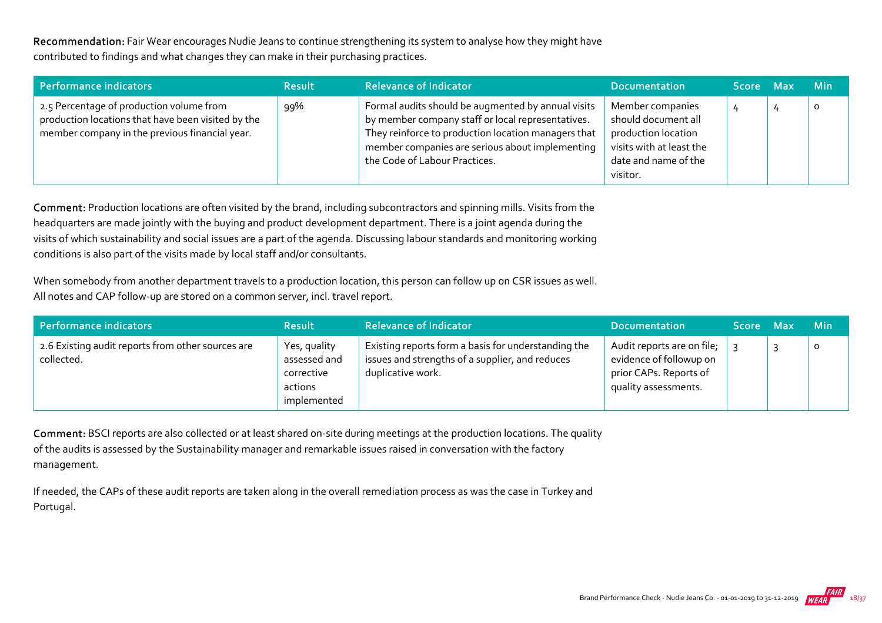**Recommendation:** Fair Wear encourages Nudie Jeans to continue strengthening its system to analyse how they might have contributed to findings and what changes they can make in their purchasing practices.

| Performance indicators | Result | Relevance of Indicator | Documentation | Score | Max | Min |
|---|---|---|---|---|---|---|
| 2.5 Percentage of production volume from production locations that have been visited by the member company in the previous financial year. | 99% | Formal audits should be augmented by annual visits by member company staff or local representatives. They reinforce to production location managers that member companies are serious about implementing the Code of Labour Practices. | Member companies should document all production location visits with at least the date and name of the visitor. | 4 | 4 | 0 |

**Comment:** Production locations are often visited by the brand, including subcontractors and spinning mills. Visits from the headquarters are made jointly with the buying and product development department. There is a joint agenda during the visits of which sustainability and social issues are a part of the agenda. Discussing labour standards and monitoring working conditions is also part of the visits made by local staff and/or consultants.

When somebody from another department travels to a production location, this person can follow up on CSR issues as well. All notes and CAP follow-up are stored on a common server, incl. travel report.

| Performance indicators | Result | Relevance of Indicator | Documentation | Score | Max | Min |
|---|---|---|---|---|---|---|
| 2.6 Existing audit reports from other sources are collected. | Yes, quality assessed and corrective actions implemented | Existing reports form a basis for understanding the issues and strengths of a supplier, and reduces duplicative work. | Audit reports are on file; evidence of followup on prior CAPs. Reports of quality assessments. | 3 | 3 | 0 |

**Comment:** BSCI reports are also collected or at least shared on-site during meetings at the production locations. The quality of the audits is assessed by the Sustainability manager and remarkable issues raised in conversation with the factory management.

If needed, the CAPs of these audit reports are taken along in the overall remediation process as was the case in Turkey and Portugal.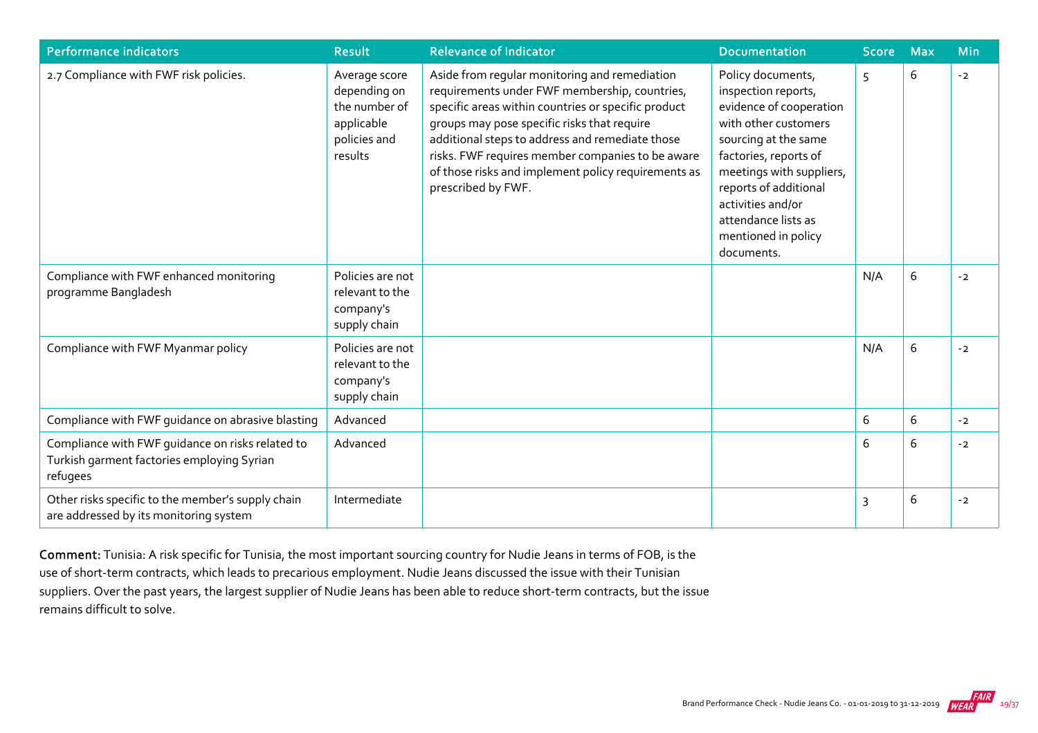| Performance indicators | Result | Relevance of Indicator | Documentation | Score | Max | Min |
|---|---|---|---|---|---|---|
| 2.7 Compliance with FWF risk policies. | Average score depending on the number of applicable policies and results | Aside from regular monitoring and remediation requirements under FWF membership, countries, specific areas within countries or specific product groups may pose specific risks that require additional steps to address and remediate those risks. FWF requires member companies to be aware of those risks and implement policy requirements as prescribed by FWF. | Policy documents, inspection reports, evidence of cooperation with other customers sourcing at the same factories, reports of meetings with suppliers, reports of additional activities and/or attendance lists as mentioned in policy documents. | 5 | 6 | -2 |
| Compliance with FWF enhanced monitoring programme Bangladesh | Policies are not relevant to the company's supply chain | | | N/A | 6 | -2 |
| Compliance with FWF Myanmar policy | Policies are not relevant to the company's supply chain | | | N/A | 6 | -2 |
| Compliance with FWF guidance on abrasive blasting | Advanced | | | 6 | 6 | -2 |
| Compliance with FWF guidance on risks related to Turkish garment factories employing Syrian refugees | Advanced | | | 6 | 6 | -2 |
| Other risks specific to the member's supply chain are addressed by its monitoring system | Intermediate | | | 3 | 6 | -2 |

**Comment:** Tunisia: A risk specific for Tunisia, the most important sourcing country for Nudie Jeans in terms of FOB, is the use of short-term contracts, which leads to precarious employment. Nudie Jeans discussed the issue with their Tunisian suppliers. Over the past years, the largest supplier of Nudie Jeans has been able to reduce short-term contracts, but the issue remains difficult to solve.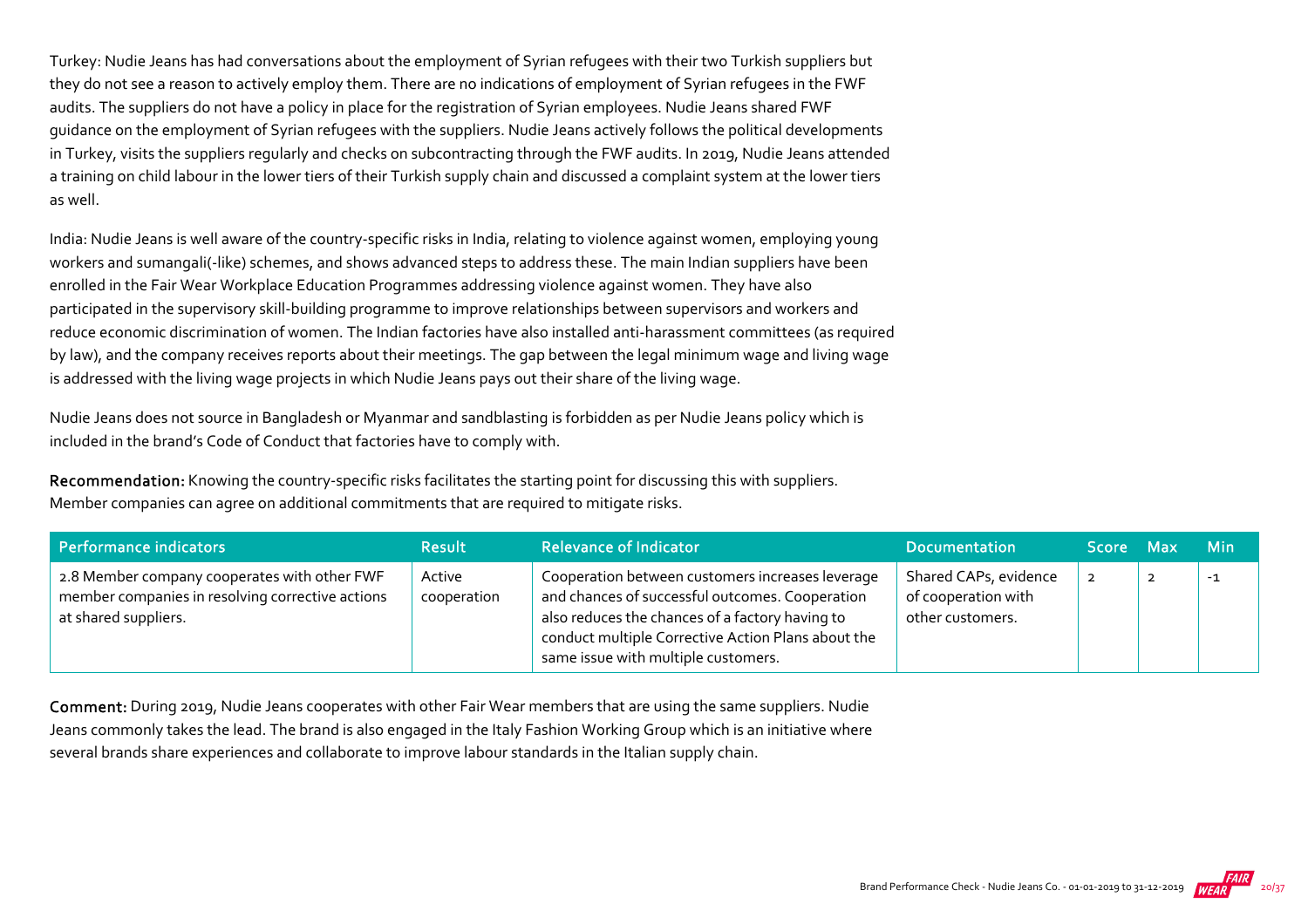Turkey: Nudie Jeans has had conversations about the employment of Syrian refugees with their two Turkish suppliers but they do not see a reason to actively employ them. There are no indications of employment of Syrian refugees in the FWF audits. The suppliers do not have a policy in place for the registration of Syrian employees. Nudie Jeans shared FWF guidance on the employment of Syrian refugees with the suppliers. Nudie Jeans actively follows the political developments in Turkey, visits the suppliers regularly and checks on subcontracting through the FWF audits. In 2019, Nudie Jeans attended a training on child labour in the lower tiers of their Turkish supply chain and discussed a complaint system at the lower tiers as well.

India: Nudie Jeans is well aware of the country-specific risks in India, relating to violence against women, employing young workers and sumangali(-like) schemes, and shows advanced steps to address these. The main Indian suppliers have been enrolled in the Fair Wear Workplace Education Programmes addressing violence against women. They have also participated in the supervisory skill-building programme to improve relationships between supervisors and workers and reduce economic discrimination of women. The Indian factories have also installed anti-harassment committees (as required by law), and the company receives reports about their meetings. The gap between the legal minimum wage and living wage is addressed with the living wage projects in which Nudie Jeans pays out their share of the living wage.

Nudie Jeans does not source in Bangladesh or Myanmar and sandblasting is forbidden as per Nudie Jeans policy which is included in the brand's Code of Conduct that factories have to comply with.

**Recommendation:** Knowing the country-specific risks facilitates the starting point for discussing this with suppliers. Member companies can agree on additional commitments that are required to mitigate risks.

| Performance indicators | Result | Relevance of Indicator | Documentation | Score | Max | Min |
|---|---|---|---|---|---|---|
| 2.8 Member company cooperates with other FWF member companies in resolving corrective actions at shared suppliers. | Active cooperation | Cooperation between customers increases leverage and chances of successful outcomes. Cooperation also reduces the chances of a factory having to conduct multiple Corrective Action Plans about the same issue with multiple customers. | Shared CAPs, evidence of cooperation with other customers. | 2 | 2 | -1 |

**Comment:** During 2019, Nudie Jeans cooperates with other Fair Wear members that are using the same suppliers. Nudie Jeans commonly takes the lead. The brand is also engaged in the Italy Fashion Working Group which is an initiative where several brands share experiences and collaborate to improve labour standards in the Italian supply chain.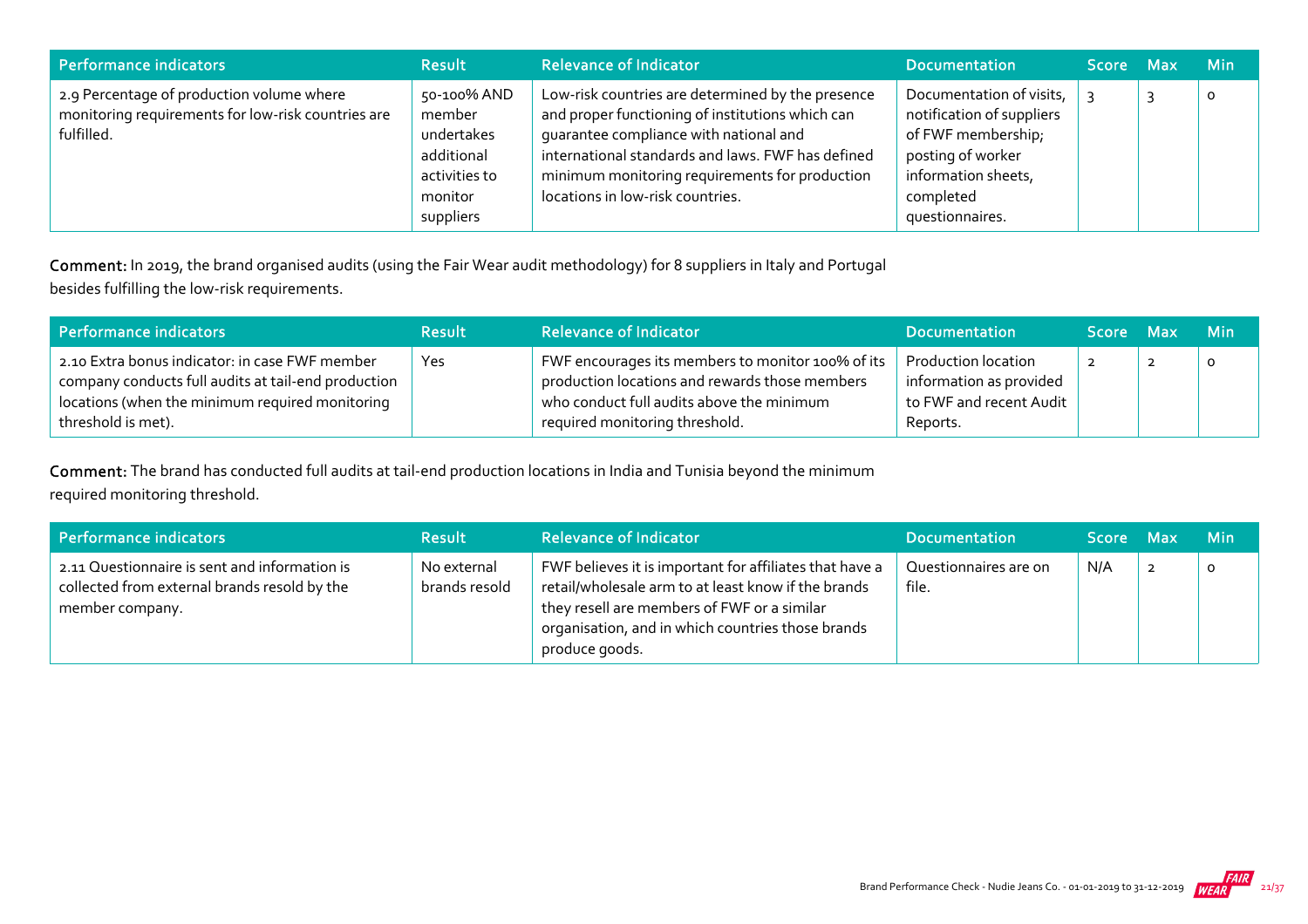| Performance indicators | Result | Relevance of Indicator | Documentation | Score | Max | Min |
|---|---|---|---|---|---|---|
| 2.9 Percentage of production volume where monitoring requirements for low-risk countries are fulfilled. | 50-100% AND member undertakes additional activities to monitor suppliers | Low-risk countries are determined by the presence and proper functioning of institutions which can guarantee compliance with national and international standards and laws. FWF has defined minimum monitoring requirements for production locations in low-risk countries. | Documentation of visits, notification of suppliers of FWF membership; posting of worker information sheets, completed questionnaires. | 3 | 3 | 0 |

**Comment:** In 2019, the brand organised audits (using the Fair Wear audit methodology) for 8 suppliers in Italy and Portugal besides fulfilling the low-risk requirements.

| Performance indicators | Result | Relevance of Indicator | Documentation | Score | Max | Min |
|---|---|---|---|---|---|---|
| 2.10 Extra bonus indicator: in case FWF member company conducts full audits at tail-end production locations (when the minimum required monitoring threshold is met). | Yes | FWF encourages its members to monitor 100% of its production locations and rewards those members who conduct full audits above the minimum required monitoring threshold. | Production location information as provided to FWF and recent Audit Reports. | 2 | 2 | 0 |

**Comment:** The brand has conducted full audits at tail-end production locations in India and Tunisia beyond the minimum required monitoring threshold.

| Performance indicators | Result | Relevance of Indicator | Documentation | Score | Max | Min |
|---|---|---|---|---|---|---|
| 2.11 Questionnaire is sent and information is collected from external brands resold by the member company. | No external brands resold | FWF believes it is important for affiliates that have a retail/wholesale arm to at least know if the brands they resell are members of FWF or a similar organisation, and in which countries those brands produce goods. | Questionnaires are on file. | N/A | 2 | 0 |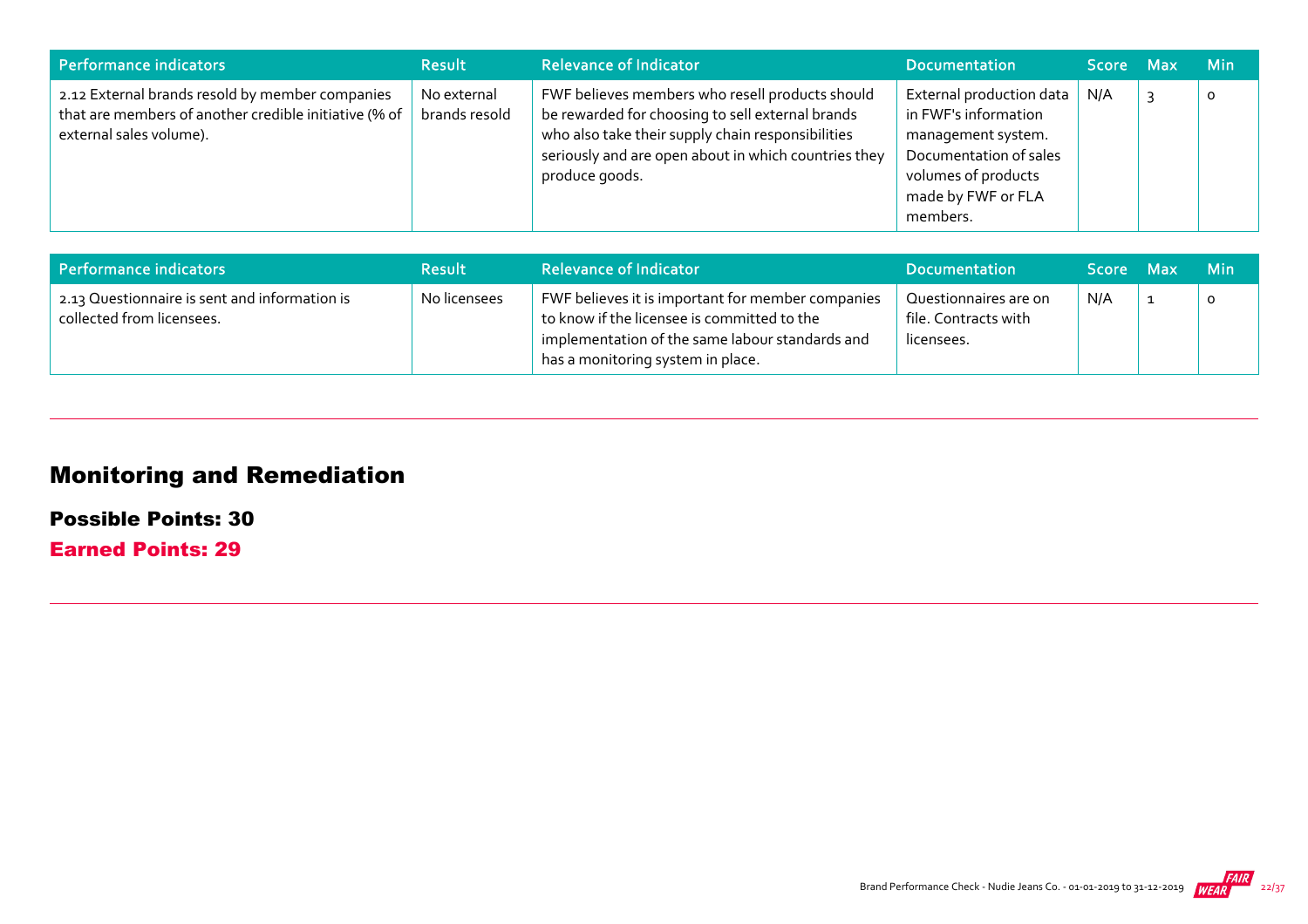| Performance indicators | Result | Relevance of Indicator | Documentation | Score | Max | Min |
|---|---|---|---|---|---|---|
| 2.12 External brands resold by member companies that are members of another credible initiative (% of external sales volume). | No external brands resold | FWF believes members who resell products should be rewarded for choosing to sell external brands who also take their supply chain responsibilities seriously and are open about in which countries they produce goods. | External production data in FWF's information management system. Documentation of sales volumes of products made by FWF or FLA members. | N/A | 3 | 0 |

| Performance indicators | Result | Relevance of Indicator | Documentation | Score | Max | Min |
|---|---|---|---|---|---|---|
| 2.13 Questionnaire is sent and information is collected from licensees. | No licensees | FWF believes it is important for member companies to know if the licensee is committed to the implementation of the same labour standards and has a monitoring system in place. | Questionnaires are on file. Contracts with licensees. | N/A | 1 | 0 |

## Monitoring and Remediation

**Possible Points: 30**

**Earned Points: 29**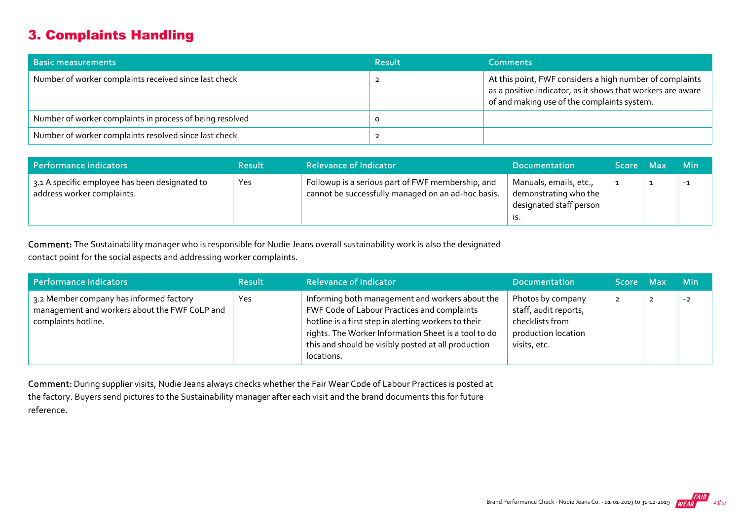## 3. Complaints Handling

| Basic measurements | Result | Comments |
|---|---|---|
| Number of worker complaints received since last check | 2 | At this point, FWF considers a high number of complaints as a positive indicator, as it shows that workers are aware of and making use of the complaints system. |
| Number of worker complaints in process of being resolved | 0 | |
| Number of worker complaints resolved since last check | 2 | |

| Performance indicators | Result | Relevance of Indicator | Documentation | Score | Max | Min |
|---|---|---|---|---|---|---|
| 3.1 A specific employee has been designated to address worker complaints. | Yes | Followup is a serious part of FWF membership, and cannot be successfully managed on an ad-hoc basis. | Manuals, emails, etc., demonstrating who the designated staff person is. | 1 | 1 | -1 |

**Comment:** The Sustainability manager who is responsible for Nudie Jeans overall sustainability work is also the designated contact point for the social aspects and addressing worker complaints.

| Performance indicators | Result | Relevance of Indicator | Documentation | Score | Max | Min |
|---|---|---|---|---|---|---|
| 3.2 Member company has informed factory management and workers about the FWF CoLP and complaints hotline. | Yes | Informing both management and workers about the FWF Code of Labour Practices and complaints hotline is a first step in alerting workers to their rights. The Worker Information Sheet is a tool to do this and should be visibly posted at all production locations. | Photos by company staff, audit reports, checklists from production location visits, etc. | 2 | 2 | -2 |

**Comment:** During supplier visits, Nudie Jeans always checks whether the Fair Wear Code of Labour Practices is posted at the factory. Buyers send pictures to the Sustainability manager after each visit and the brand documents this for future reference.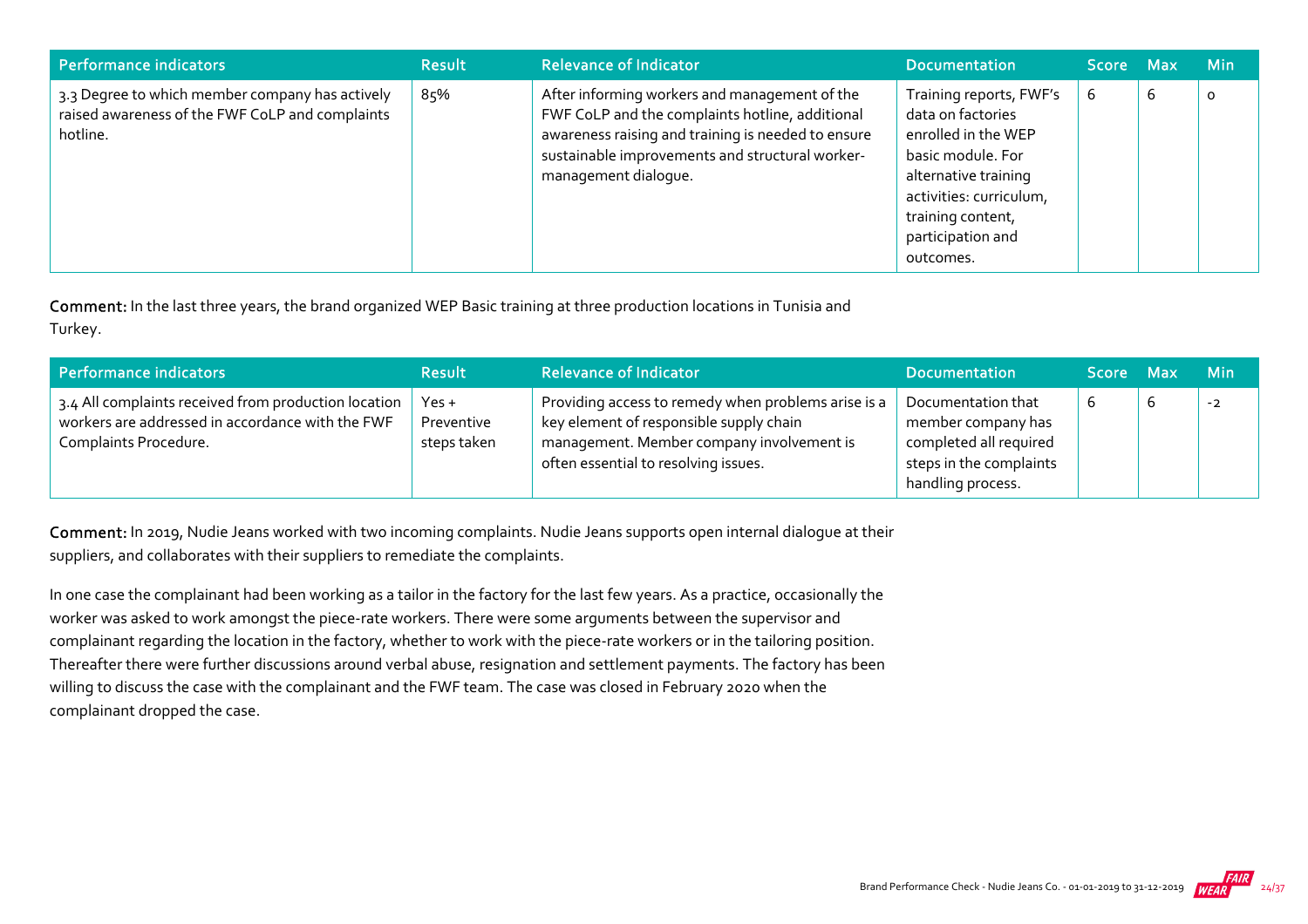| Performance indicators | Result | Relevance of Indicator | Documentation | Score | Max | Min |
|---|---|---|---|---|---|---|
| 3.3 Degree to which member company has actively raised awareness of the FWF CoLP and complaints hotline. | 85% | After informing workers and management of the FWF CoLP and the complaints hotline, additional awareness raising and training is needed to ensure sustainable improvements and structural worker-management dialogue. | Training reports, FWF's data on factories enrolled in the WEP basic module. For alternative training activities: curriculum, training content, participation and outcomes. | 6 | 6 | 0 |

**Comment:** In the last three years, the brand organized WEP Basic training at three production locations in Tunisia and Turkey.

| Performance indicators | Result | Relevance of Indicator | Documentation | Score | Max | Min |
|---|---|---|---|---|---|---|
| 3.4 All complaints received from production location workers are addressed in accordance with the FWF Complaints Procedure. | Yes + Preventive steps taken | Providing access to remedy when problems arise is a key element of responsible supply chain management. Member company involvement is often essential to resolving issues. | Documentation that member company has completed all required steps in the complaints handling process. | 6 | 6 | -2 |

**Comment:** In 2019, Nudie Jeans worked with two incoming complaints. Nudie Jeans supports open internal dialogue at their suppliers, and collaborates with their suppliers to remediate the complaints.

In one case the complainant had been working as a tailor in the factory for the last few years. As a practice, occasionally the worker was asked to work amongst the piece-rate workers. There were some arguments between the supervisor and complainant regarding the location in the factory, whether to work with the piece-rate workers or in the tailoring position. Thereafter there were further discussions around verbal abuse, resignation and settlement payments. The factory has been willing to discuss the case with the complainant and the FWF team. The case was closed in February 2020 when the complainant dropped the case.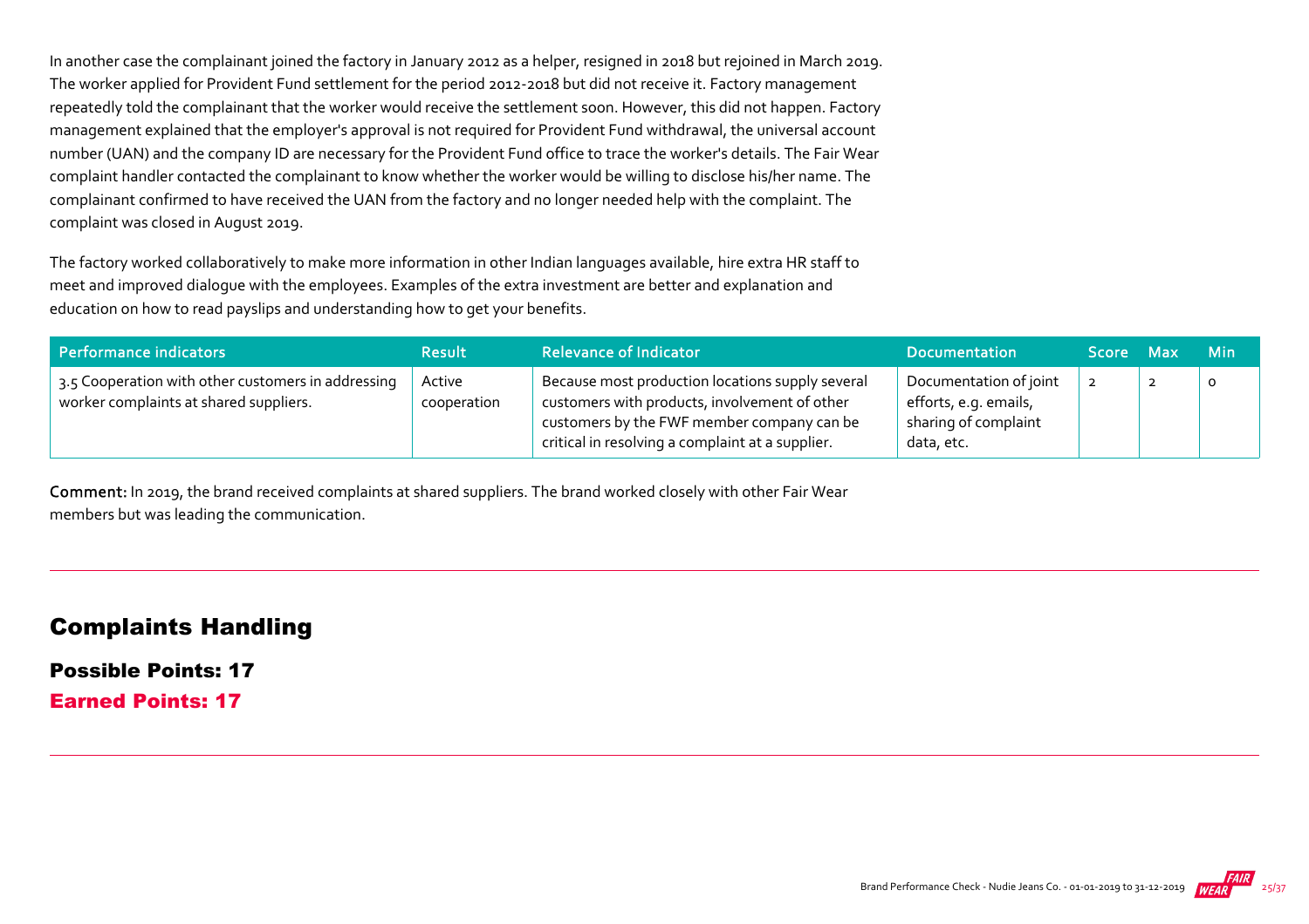In another case the complainant joined the factory in January 2012 as a helper, resigned in 2018 but rejoined in March 2019. The worker applied for Provident Fund settlement for the period 2012-2018 but did not receive it. Factory management repeatedly told the complainant that the worker would receive the settlement soon. However, this did not happen. Factory management explained that the employer's approval is not required for Provident Fund withdrawal, the universal account number (UAN) and the company ID are necessary for the Provident Fund office to trace the worker's details. The Fair Wear complaint handler contacted the complainant to know whether the worker would be willing to disclose his/her name. The complainant confirmed to have received the UAN from the factory and no longer needed help with the complaint. The complaint was closed in August 2019.

The factory worked collaboratively to make more information in other Indian languages available, hire extra HR staff to meet and improved dialogue with the employees. Examples of the extra investment are better and explanation and education on how to read payslips and understanding how to get your benefits.

| Performance indicators | Result | Relevance of Indicator | Documentation | Score | Max | Min |
|---|---|---|---|---|---|---|
| 3.5 Cooperation with other customers in addressing worker complaints at shared suppliers. | Active cooperation | Because most production locations supply several customers with products, involvement of other customers by the FWF member company can be critical in resolving a complaint at a supplier. | Documentation of joint efforts, e.g. emails, sharing of complaint data, etc. | 2 | 2 | 0 |

**Comment:** In 2019, the brand received complaints at shared suppliers. The brand worked closely with other Fair Wear members but was leading the communication.

## Complaints Handling

**Possible Points: 17**

**Earned Points: 17**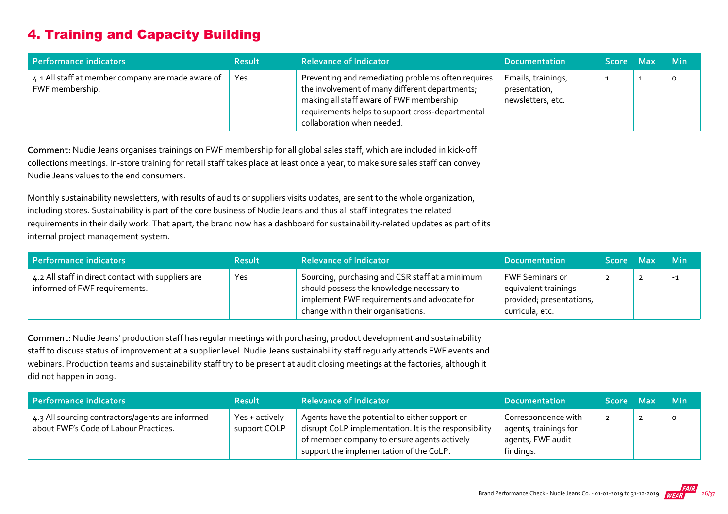# 4. Training and Capacity Building

| Performance indicators | Result | Relevance of Indicator | Documentation | Score | Max | Min |
|---|---|---|---|---|---|---|
| 4.1 All staff at member company are made aware of FWF membership. | Yes | Preventing and remediating problems often requires the involvement of many different departments; making all staff aware of FWF membership requirements helps to support cross-departmental collaboration when needed. | Emails, trainings, presentation, newsletters, etc. | 1 | 1 | 0 |

Comment: Nudie Jeans organises trainings on FWF membership for all global sales staff, which are included in kick-off collections meetings. In-store training for retail staff takes place at least once a year, to make sure sales staff can convey Nudie Jeans values to the end consumers.

Monthly sustainability newsletters, with results of audits or suppliers visits updates, are sent to the whole organization, including stores. Sustainability is part of the core business of Nudie Jeans and thus all staff integrates the related requirements in their daily work. That apart, the brand now has a dashboard for sustainability-related updates as part of its internal project management system.

| Performance indicators | Result | Relevance of Indicator | Documentation | Score | Max | Min |
|---|---|---|---|---|---|---|
| 4.2 All staff in direct contact with suppliers are informed of FWF requirements. | Yes | Sourcing, purchasing and CSR staff at a minimum should possess the knowledge necessary to implement FWF requirements and advocate for change within their organisations. | FWF Seminars or equivalent trainings provided; presentations, curricula, etc. | 2 | 2 | -1 |

Comment: Nudie Jeans' production staff has regular meetings with purchasing, product development and sustainability staff to discuss status of improvement at a supplier level. Nudie Jeans sustainability staff regularly attends FWF events and webinars. Production teams and sustainability staff try to be present at audit closing meetings at the factories, although it did not happen in 2019.

| Performance indicators | Result | Relevance of Indicator | Documentation | Score | Max | Min |
|---|---|---|---|---|---|---|
| 4.3 All sourcing contractors/agents are informed about FWF's Code of Labour Practices. | Yes + actively support COLP | Agents have the potential to either support or disrupt CoLP implementation. It is the responsibility of member company to ensure agents actively support the implementation of the CoLP. | Correspondence with agents, trainings for agents, FWF audit findings. | 2 | 2 | 0 |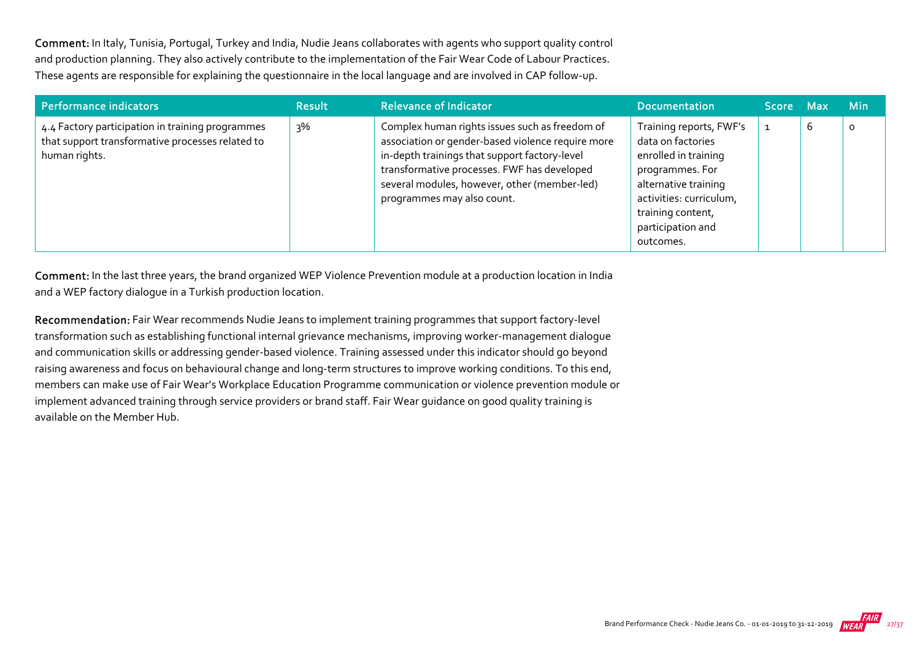**Comment:** In Italy, Tunisia, Portugal, Turkey and India, Nudie Jeans collaborates with agents who support quality control and production planning. They also actively contribute to the implementation of the Fair Wear Code of Labour Practices. These agents are responsible for explaining the questionnaire in the local language and are involved in CAP follow-up.

| Performance indicators | Result | Relevance of Indicator | Documentation | Score | Max | Min |
|---|---|---|---|---|---|---|
| 4.4 Factory participation in training programmes that support transformative processes related to human rights. | 3% | Complex human rights issues such as freedom of association or gender-based violence require more in-depth trainings that support factory-level transformative processes. FWF has developed several modules, however, other (member-led) programmes may also count. | Training reports, FWF's data on factories enrolled in training programmes. For alternative training activities: curriculum, training content, participation and outcomes. | 1 | 6 | 0 |

**Comment:** In the last three years, the brand organized WEP Violence Prevention module at a production location in India and a WEP factory dialogue in a Turkish production location.

**Recommendation:** Fair Wear recommends Nudie Jeans to implement training programmes that support factory-level transformation such as establishing functional internal grievance mechanisms, improving worker-management dialogue and communication skills or addressing gender-based violence. Training assessed under this indicator should go beyond raising awareness and focus on behavioural change and long-term structures to improve working conditions. To this end, members can make use of Fair Wear's Workplace Education Programme communication or violence prevention module or implement advanced training through service providers or brand staff. Fair Wear guidance on good quality training is available on the Member Hub.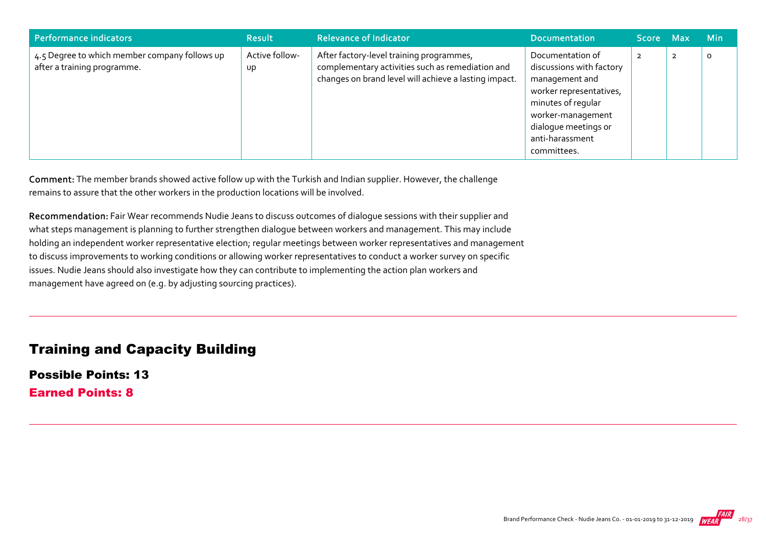| Performance indicators | Result | Relevance of Indicator | Documentation | Score | Max | Min |
|---|---|---|---|---|---|---|
| 4.5 Degree to which member company follows up after a training programme. | Active follow-up | After factory-level training programmes, complementary activities such as remediation and changes on brand level will achieve a lasting impact. | Documentation of discussions with factory management and worker representatives, minutes of regular worker-management dialogue meetings or anti-harassment committees. | 2 | 2 | 0 |

**Comment:** The member brands showed active follow up with the Turkish and Indian supplier. However, the challenge remains to assure that the other workers in the production locations will be involved.

**Recommendation:** Fair Wear recommends Nudie Jeans to discuss outcomes of dialogue sessions with their supplier and what steps management is planning to further strengthen dialogue between workers and management. This may include holding an independent worker representative election; regular meetings between worker representatives and management to discuss improvements to working conditions or allowing worker representatives to conduct a worker survey on specific issues. Nudie Jeans should also investigate how they can contribute to implementing the action plan workers and management have agreed on (e.g. by adjusting sourcing practices).

## Training and Capacity Building

### Possible Points: 13

### Earned Points: 8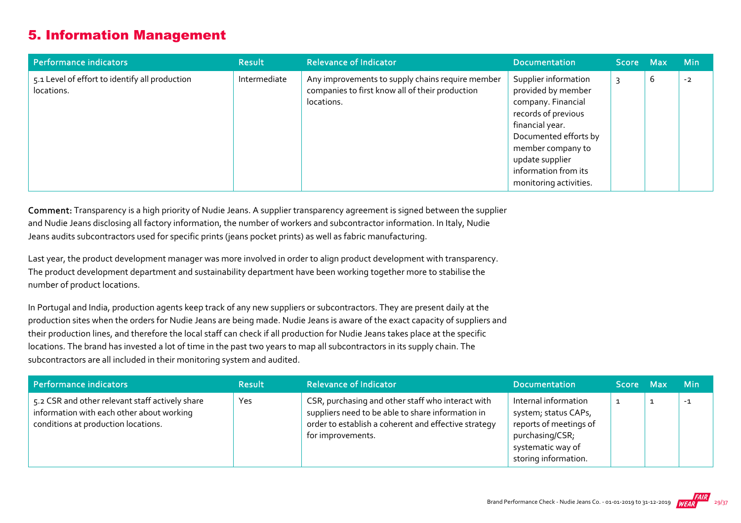## 5. Information Management

| Performance indicators | Result | Relevance of Indicator | Documentation | Score | Max | Min |
|---|---|---|---|---|---|---|
| 5.1 Level of effort to identify all production locations. | Intermediate | Any improvements to supply chains require member companies to first know all of their production locations. | Supplier information provided by member company. Financial records of previous financial year. Documented efforts by member company to update supplier information from its monitoring activities. | 3 | 6 | -2 |

**Comment:** Transparency is a high priority of Nudie Jeans. A supplier transparency agreement is signed between the supplier and Nudie Jeans disclosing all factory information, the number of workers and subcontractor information. In Italy, Nudie Jeans audits subcontractors used for specific prints (jeans pocket prints) as well as fabric manufacturing.

Last year, the product development manager was more involved in order to align product development with transparency. The product development department and sustainability department have been working together more to stabilise the number of product locations.

In Portugal and India, production agents keep track of any new suppliers or subcontractors. They are present daily at the production sites when the orders for Nudie Jeans are being made. Nudie Jeans is aware of the exact capacity of suppliers and their production lines, and therefore the local staff can check if all production for Nudie Jeans takes place at the specific locations. The brand has invested a lot of time in the past two years to map all subcontractors in its supply chain. The subcontractors are all included in their monitoring system and audited.

| Performance indicators | Result | Relevance of Indicator | Documentation | Score | Max | Min |
|---|---|---|---|---|---|---|
| 5.2 CSR and other relevant staff actively share information with each other about working conditions at production locations. | Yes | CSR, purchasing and other staff who interact with suppliers need to be able to share information in order to establish a coherent and effective strategy for improvements. | Internal information system; status CAPs, reports of meetings of purchasing/CSR; systematic way of storing information. | 1 | 1 | -1 |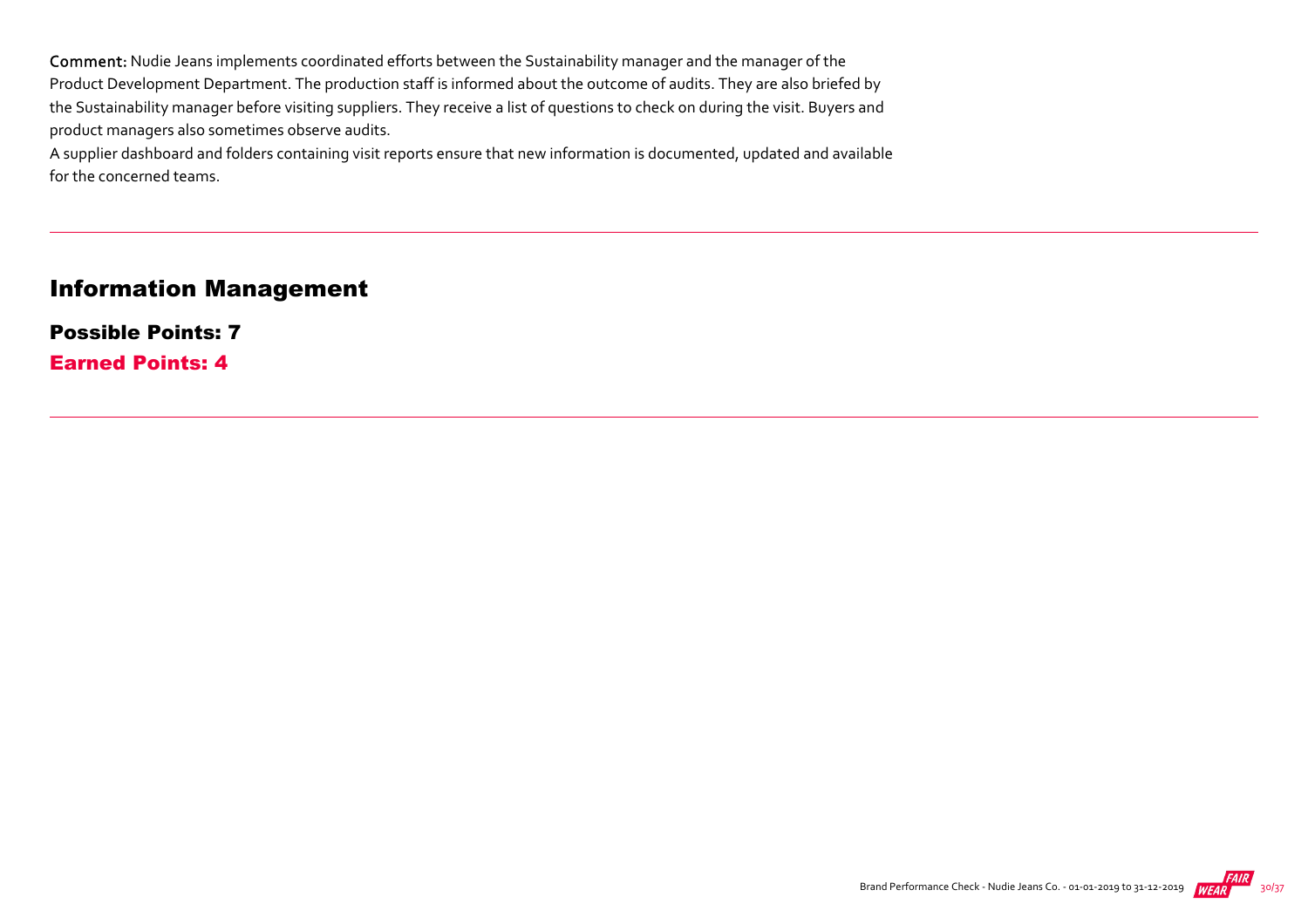**Comment:** Nudie Jeans implements coordinated efforts between the Sustainability manager and the manager of the Product Development Department. The production staff is informed about the outcome of audits. They are also briefed by the Sustainability manager before visiting suppliers. They receive a list of questions to check on during the visit. Buyers and product managers also sometimes observe audits.

A supplier dashboard and folders containing visit reports ensure that new information is documented, updated and available for the concerned teams.

## Information Management

**Possible Points: 7**

**Earned Points: 4**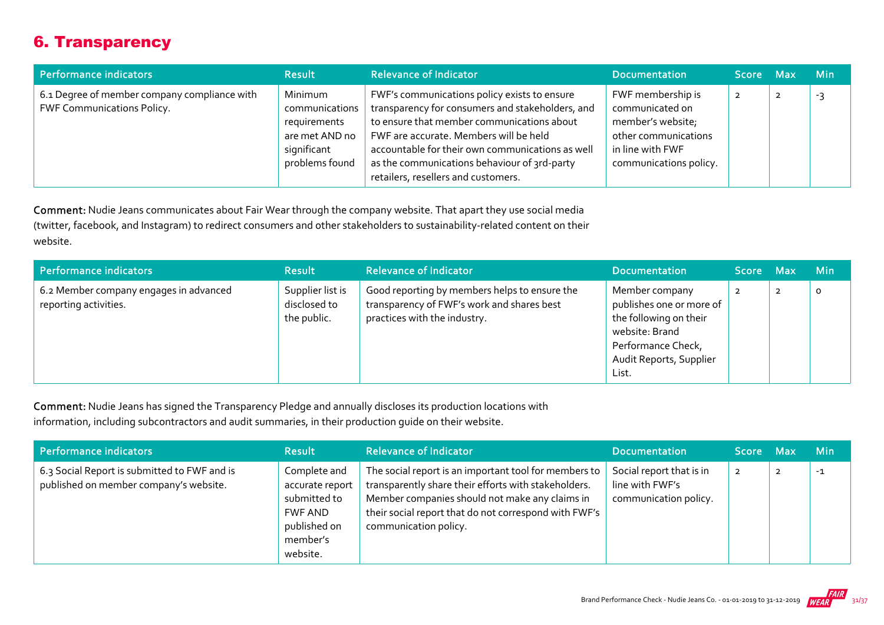## 6. Transparency

| Performance indicators | Result | Relevance of Indicator | Documentation | Score | Max | Min |
|---|---|---|---|---|---|---|
| 6.1 Degree of member company compliance with FWF Communications Policy. | Minimum communications requirements are met AND no significant problems found | FWF's communications policy exists to ensure transparency for consumers and stakeholders, and to ensure that member communications about FWF are accurate. Members will be held accountable for their own communications as well as the communications behaviour of 3rd-party retailers, resellers and customers. | FWF membership is communicated on member's website; other communications in line with FWF communications policy. | 2 | 2 | -3 |

**Comment:** Nudie Jeans communicates about Fair Wear through the company website. That apart they use social media (twitter, facebook, and Instagram) to redirect consumers and other stakeholders to sustainability-related content on their website.

| Performance indicators | Result | Relevance of Indicator | Documentation | Score | Max | Min |
|---|---|---|---|---|---|---|
| 6.2 Member company engages in advanced reporting activities. | Supplier list is disclosed to the public. | Good reporting by members helps to ensure the transparency of FWF's work and shares best practices with the industry. | Member company publishes one or more of the following on their website: Brand Performance Check, Audit Reports, Supplier List. | 2 | 2 | 0 |

**Comment:** Nudie Jeans has signed the Transparency Pledge and annually discloses its production locations with information, including subcontractors and audit summaries, in their production guide on their website.

| Performance indicators | Result | Relevance of Indicator | Documentation | Score | Max | Min |
|---|---|---|---|---|---|---|
| 6.3 Social Report is submitted to FWF and is published on member company's website. | Complete and accurate report submitted to FWF AND published on member's website. | The social report is an important tool for members to transparently share their efforts with stakeholders. Member companies should not make any claims in their social report that do not correspond with FWF's communication policy. | Social report that is in line with FWF's communication policy. | 2 | 2 | -1 |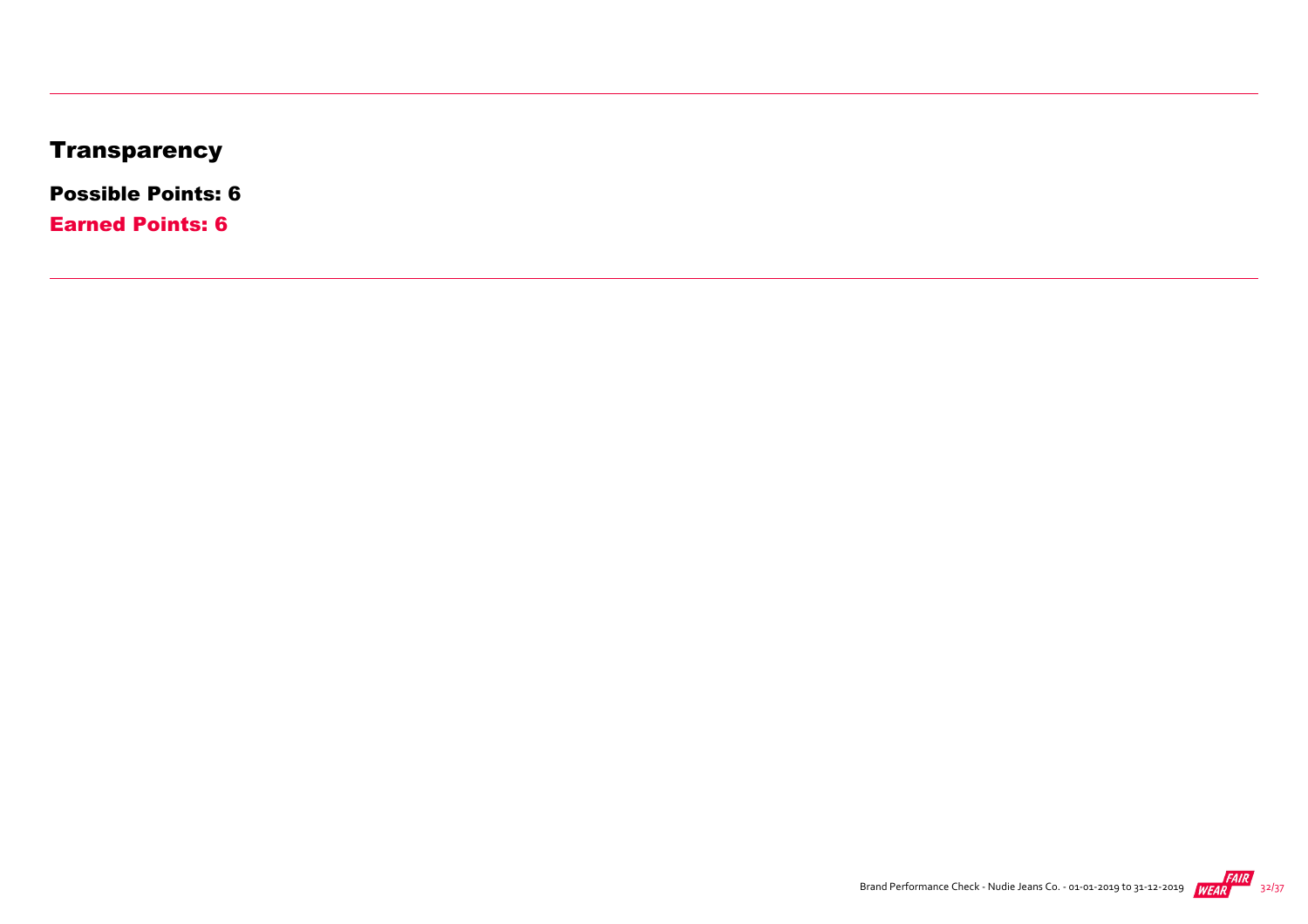# Transparency

**Possible Points: 6**

**Earned Points: 6**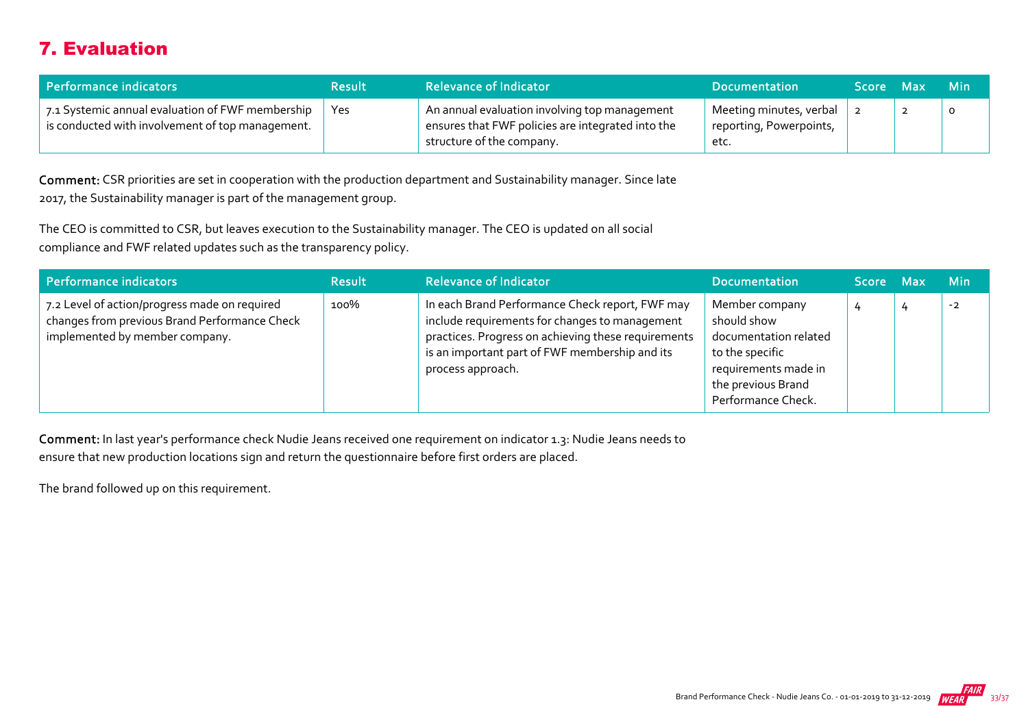## 7. Evaluation

| Performance indicators | Result | Relevance of Indicator | Documentation | Score | Max | Min |
|---|---|---|---|---|---|---|
| 7.1 Systemic annual evaluation of FWF membership is conducted with involvement of top management. | Yes | An annual evaluation involving top management ensures that FWF policies are integrated into the structure of the company. | Meeting minutes, verbal reporting, Powerpoints, etc. | 2 | 2 | 0 |

**Comment:** CSR priorities are set in cooperation with the production department and Sustainability manager. Since late 2017, the Sustainability manager is part of the management group.

The CEO is committed to CSR, but leaves execution to the Sustainability manager. The CEO is updated on all social compliance and FWF related updates such as the transparency policy.

| Performance indicators | Result | Relevance of Indicator | Documentation | Score | Max | Min |
|---|---|---|---|---|---|---|
| 7.2 Level of action/progress made on required changes from previous Brand Performance Check implemented by member company. | 100% | In each Brand Performance Check report, FWF may include requirements for changes to management practices. Progress on achieving these requirements is an important part of FWF membership and its process approach. | Member company should show documentation related to the specific requirements made in the previous Brand Performance Check. | 4 | 4 | -2 |

**Comment:** In last year's performance check Nudie Jeans received one requirement on indicator 1.3: Nudie Jeans needs to ensure that new production locations sign and return the questionnaire before first orders are placed.

The brand followed up on this requirement.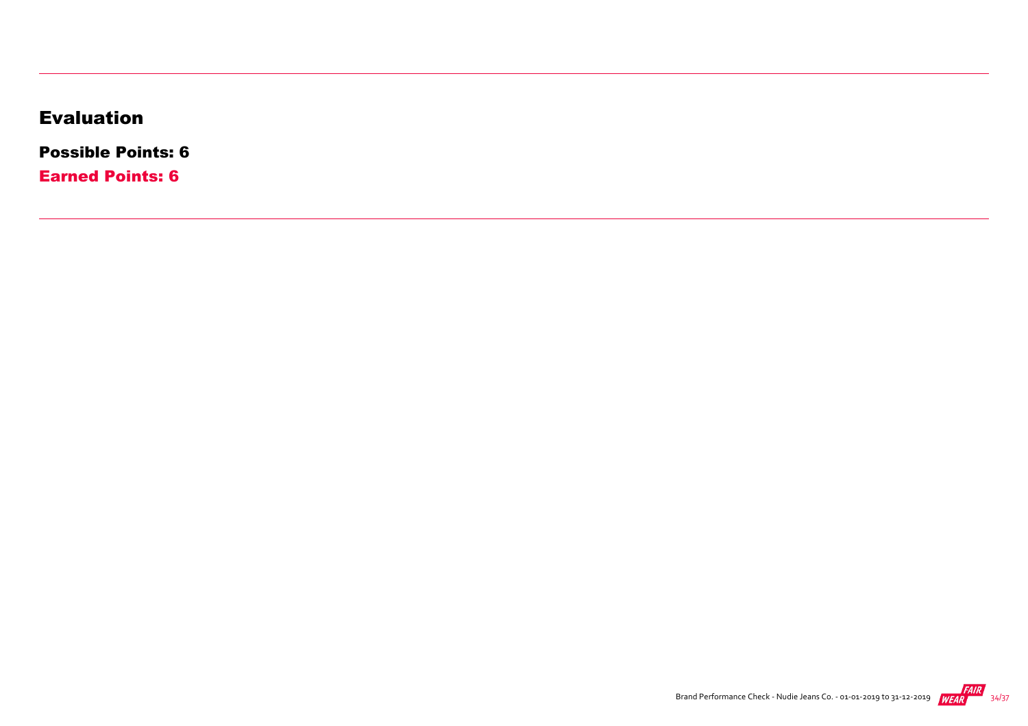---

## Evaluation

**Possible Points: 6**

**Earned Points: 6**

---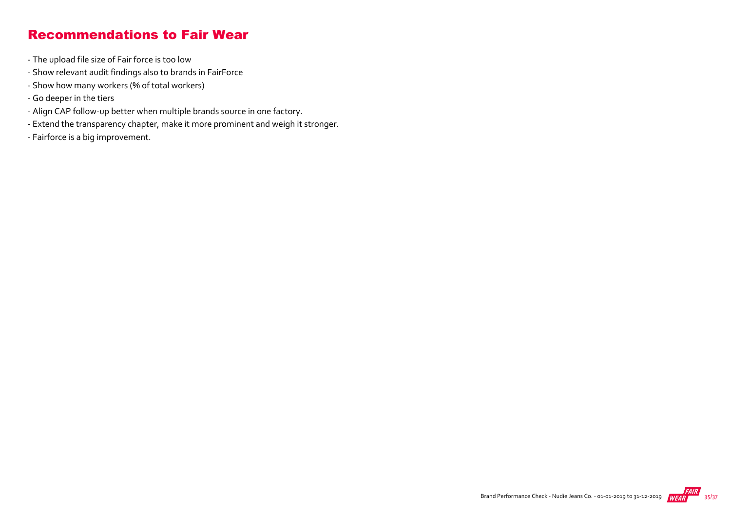## Recommendations to Fair Wear

- The upload file size of Fair force is too low
- Show relevant audit findings also to brands in FairForce
- Show how many workers (% of total workers)
- Go deeper in the tiers
- Align CAP follow-up better when multiple brands source in one factory.
- Extend the transparency chapter, make it more prominent and weigh it stronger.
- Fairforce is a big improvement.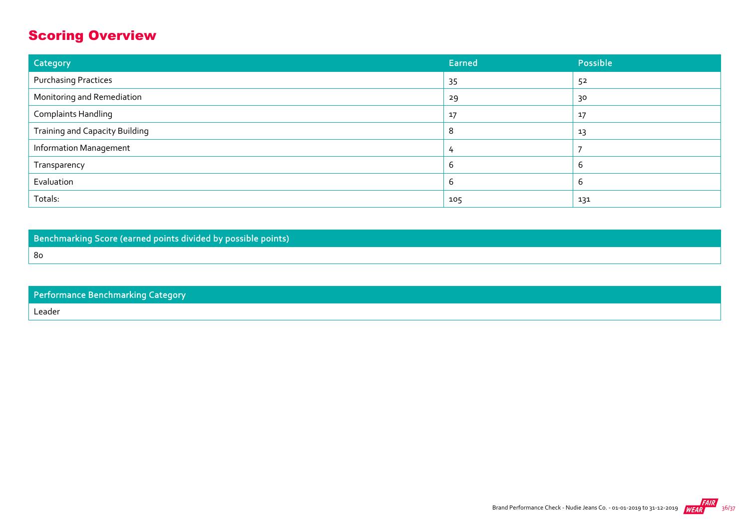## Scoring Overview

| Category | Earned | Possible |
| --- | --- | --- |
| Purchasing Practices | 35 | 52 |
| Monitoring and Remediation | 29 | 30 |
| Complaints Handling | 17 | 17 |
| Training and Capacity Building | 8 | 13 |
| Information Management | 4 | 7 |
| Transparency | 6 | 6 |
| Evaluation | 6 | 6 |
| Totals: | 105 | 131 |

| Benchmarking Score (earned points divided by possible points) |
| --- |
| 80 |

| Performance Benchmarking Category |
| --- |
| Leader |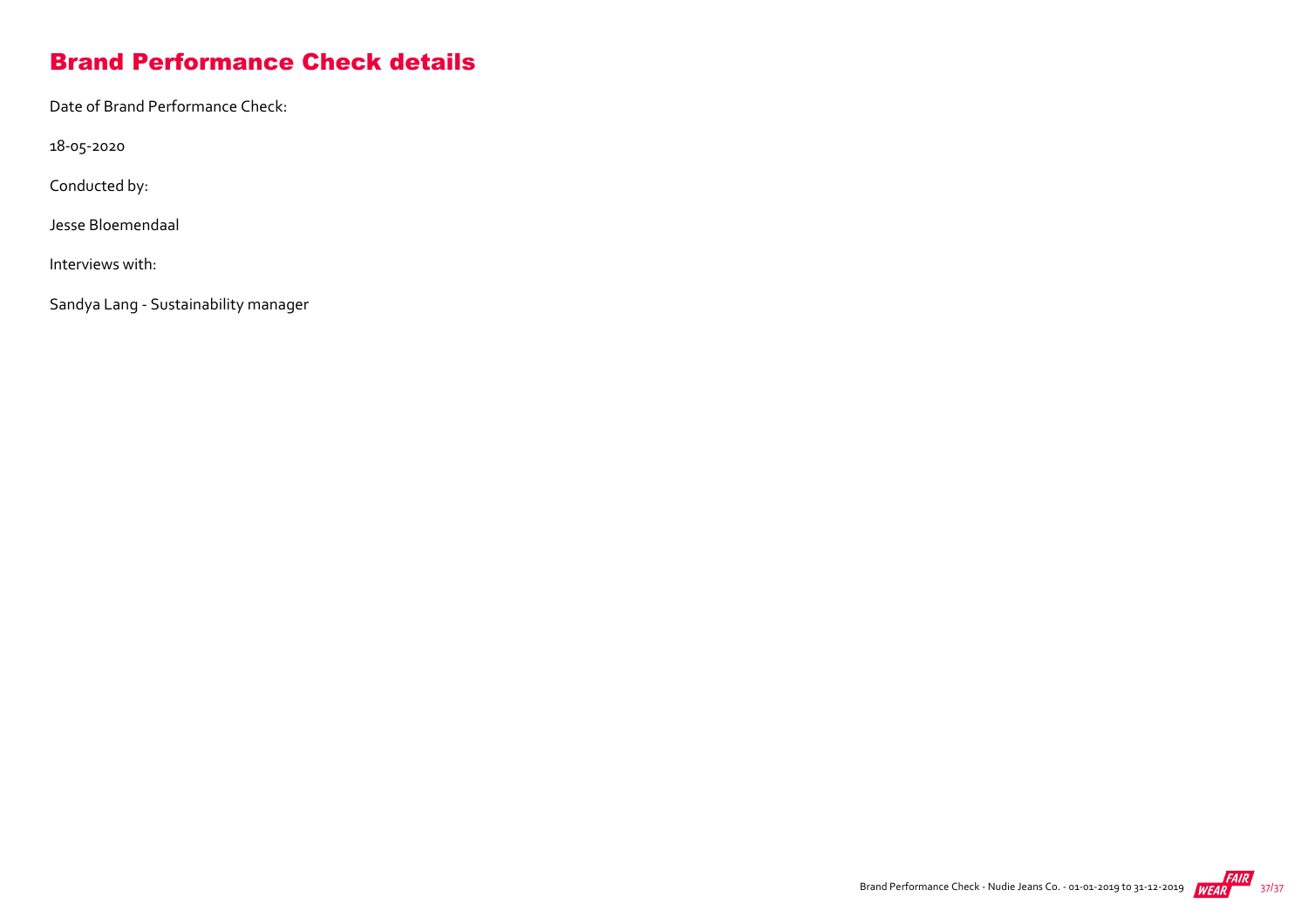# Brand Performance Check details

Date of Brand Performance Check:

18-05-2020

Conducted by:

Jesse Bloemendaal

Interviews with:

Sandya Lang - Sustainability manager